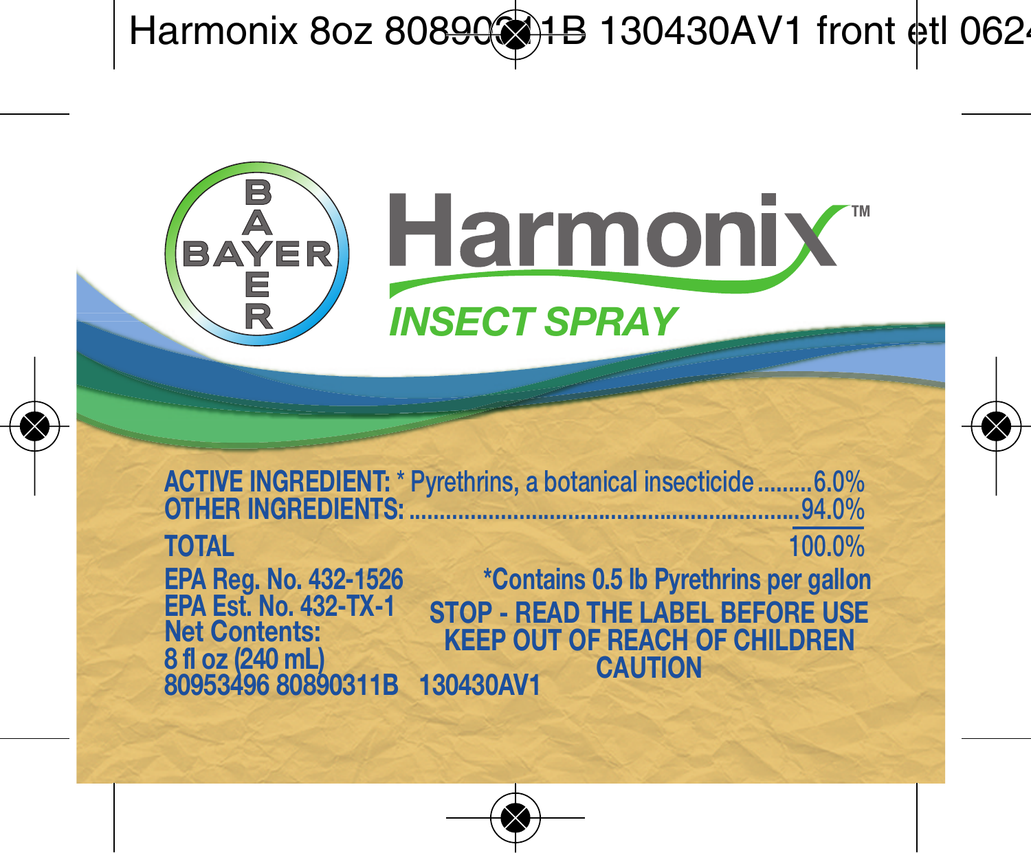BAYER

# Harmonix™

## INSECT SPRAY

| | |
|---|---|
| **ACTIVE INGREDIENT:** * Pyrethrins, a botanical insecticide | 6.0% |
| **OTHER INGREDIENTS:** | 94.0% |
| **TOTAL** | 100.0% |

EPA Reg. No. 432-1526
EPA Est. No. 432-TX-1
Net Contents:
8 fl oz (240 mL)
80953496 80890311B 130430AV1

*Contains 0.5 lb Pyrethrins per gallon

**STOP - READ THE LABEL BEFORE USE**
**KEEP OUT OF REACH OF CHILDREN**
**CAUTION**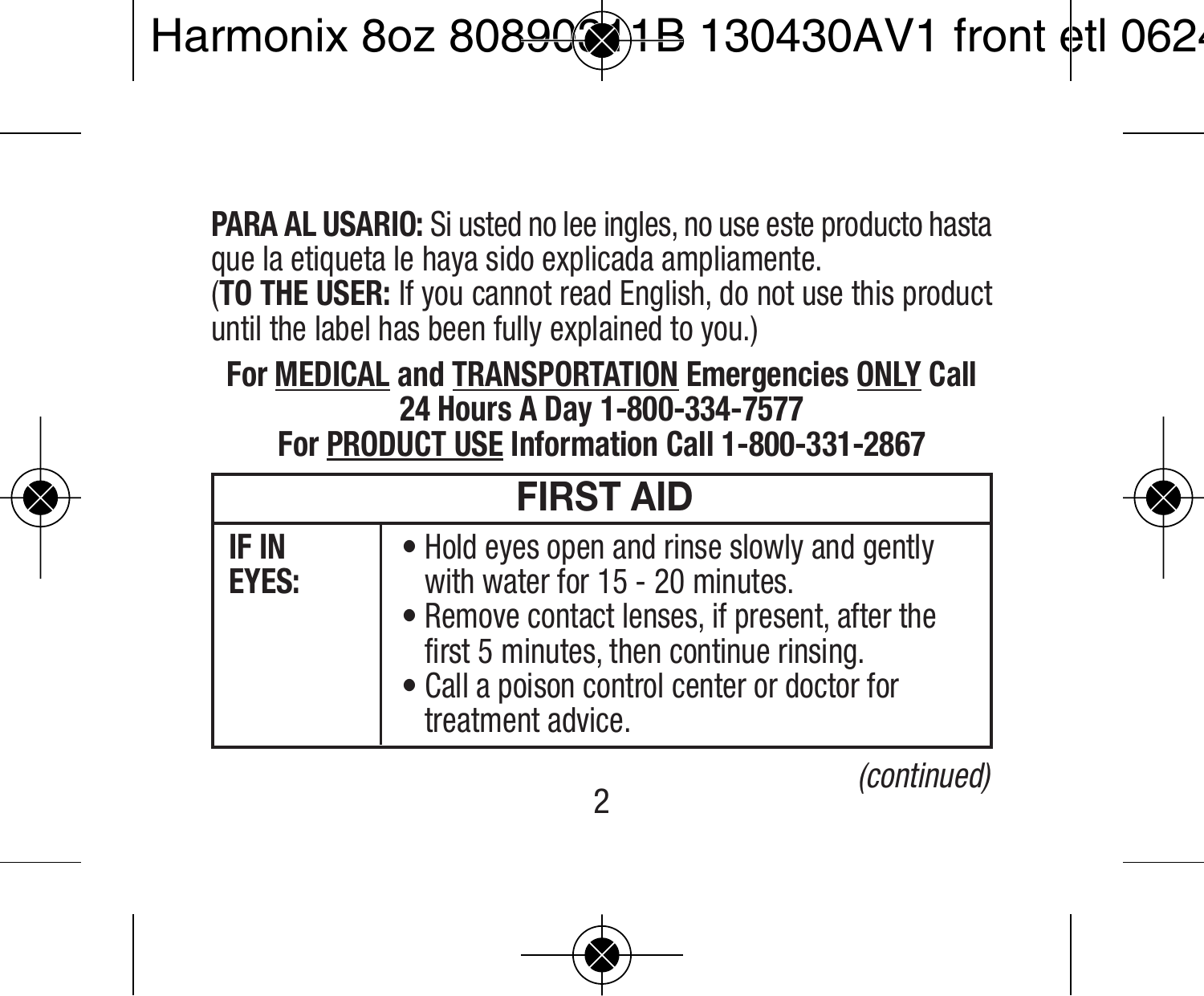**PARA AL USARIO:** Si usted no lee ingles, no use este producto hasta que la etiqueta le haya sido explicada ampliamente.
(**TO THE USER:** If you cannot read English, do not use this product until the label has been fully explained to you.)

**For MEDICAL and TRANSPORTATION Emergencies ONLY Call 24 Hours A Day 1-800-334-7577**
**For PRODUCT USE Information Call 1-800-331-2867**

| FIRST AID | |
|---|---|
| **IF IN EYES:** | • Hold eyes open and rinse slowly and gently with water for 15 - 20 minutes.<br>• Remove contact lenses, if present, after the first 5 minutes, then continue rinsing.<br>• Call a poison control center or doctor for treatment advice. |

*(continued)*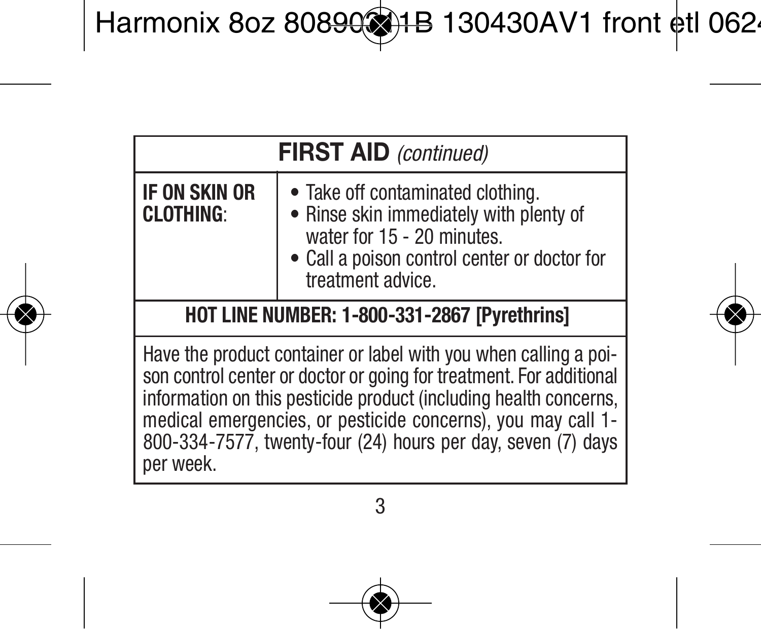| **FIRST AID** *(continued)* | |
|---|---|
| **IF ON SKIN OR CLOTHING**: | • Take off contaminated clothing.<br>• Rinse skin immediately with plenty of water for 15 - 20 minutes.<br>• Call a poison control center or doctor for treatment advice. |
| **HOT LINE NUMBER: 1-800-331-2867 [Pyrethrins]** | |
| Have the product container or label with you when calling a poison control center or doctor or going for treatment. For additional information on this pesticide product (including health concerns, medical emergencies, or pesticide concerns), you may call 1-800-334-7577, twenty-four (24) hours per day, seven (7) days per week. | |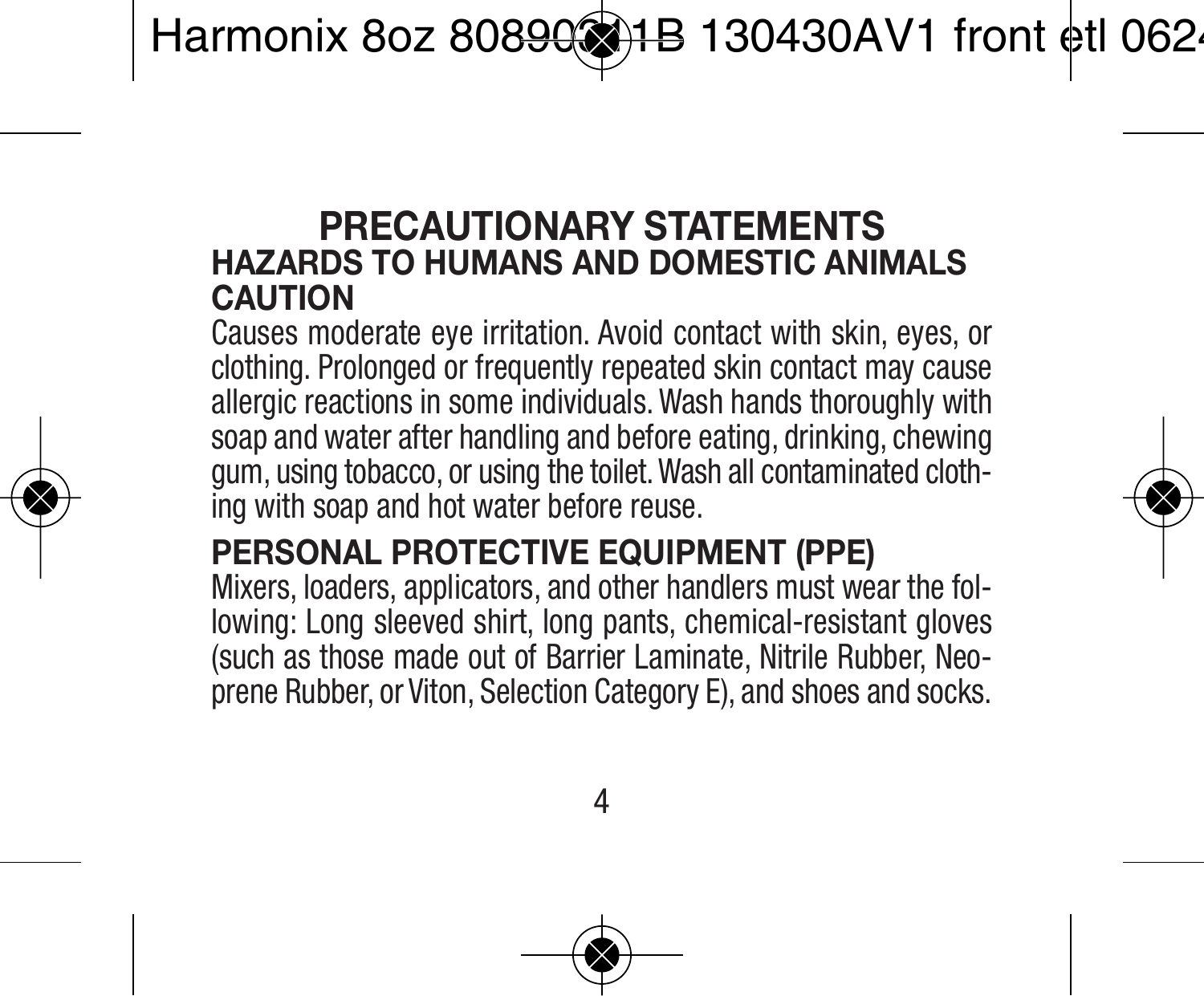# PRECAUTIONARY STATEMENTS

## HAZARDS TO HUMANS AND DOMESTIC ANIMALS

## CAUTION

Causes moderate eye irritation. Avoid contact with skin, eyes, or clothing. Prolonged or frequently repeated skin contact may cause allergic reactions in some individuals. Wash hands thoroughly with soap and water after handling and before eating, drinking, chewing gum, using tobacco, or using the toilet. Wash all contaminated clothing with soap and hot water before reuse.

## PERSONAL PROTECTIVE EQUIPMENT (PPE)

Mixers, loaders, applicators, and other handlers must wear the following: Long sleeved shirt, long pants, chemical-resistant gloves (such as those made out of Barrier Laminate, Nitrile Rubber, Neoprene Rubber, or Viton, Selection Category E), and shoes and socks.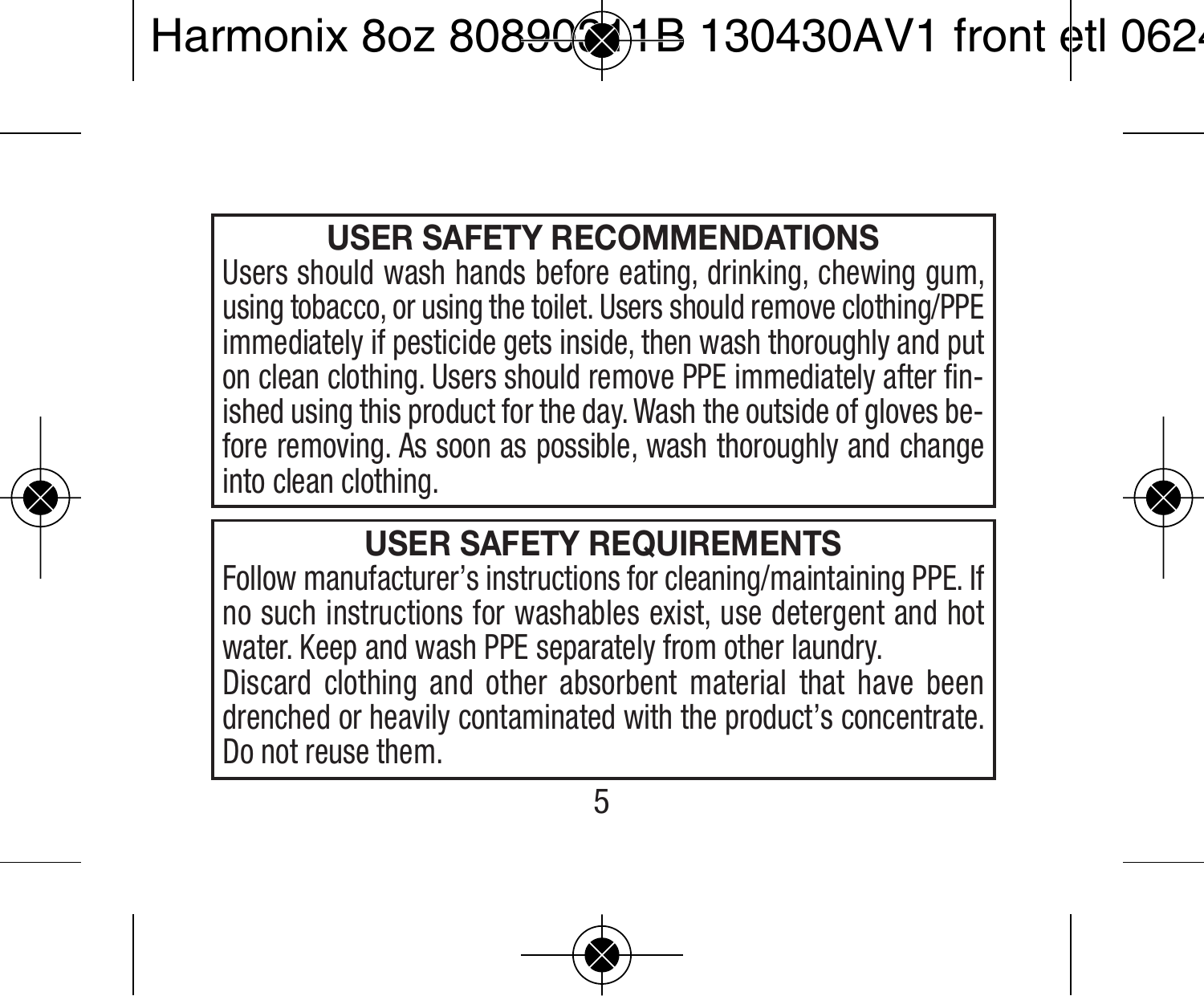## USER SAFETY RECOMMENDATIONS

Users should wash hands before eating, drinking, chewing gum, using tobacco, or using the toilet. Users should remove clothing/PPE immediately if pesticide gets inside, then wash thoroughly and put on clean clothing. Users should remove PPE immediately after finished using this product for the day. Wash the outside of gloves before removing. As soon as possible, wash thoroughly and change into clean clothing.

## USER SAFETY REQUIREMENTS

Follow manufacturer's instructions for cleaning/maintaining PPE. If no such instructions for washables exist, use detergent and hot water. Keep and wash PPE separately from other laundry.

Discard clothing and other absorbent material that have been drenched or heavily contaminated with the product's concentrate. Do not reuse them.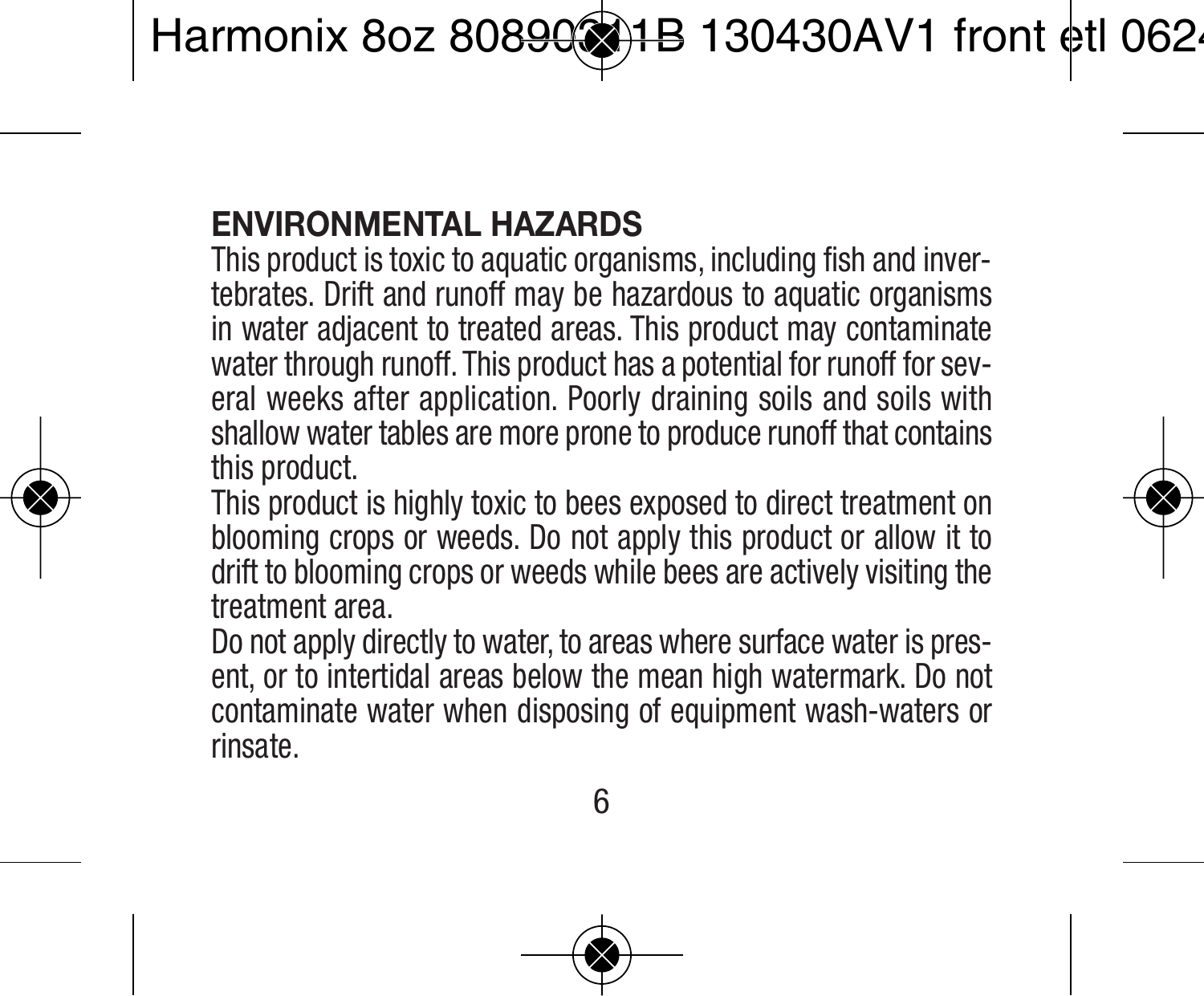## ENVIRONMENTAL HAZARDS

This product is toxic to aquatic organisms, including fish and invertebrates. Drift and runoff may be hazardous to aquatic organisms in water adjacent to treated areas. This product may contaminate water through runoff. This product has a potential for runoff for several weeks after application. Poorly draining soils and soils with shallow water tables are more prone to produce runoff that contains this product.

This product is highly toxic to bees exposed to direct treatment on blooming crops or weeds. Do not apply this product or allow it to drift to blooming crops or weeds while bees are actively visiting the treatment area.

Do not apply directly to water, to areas where surface water is present, or to intertidal areas below the mean high watermark. Do not contaminate water when disposing of equipment wash-waters or rinsate.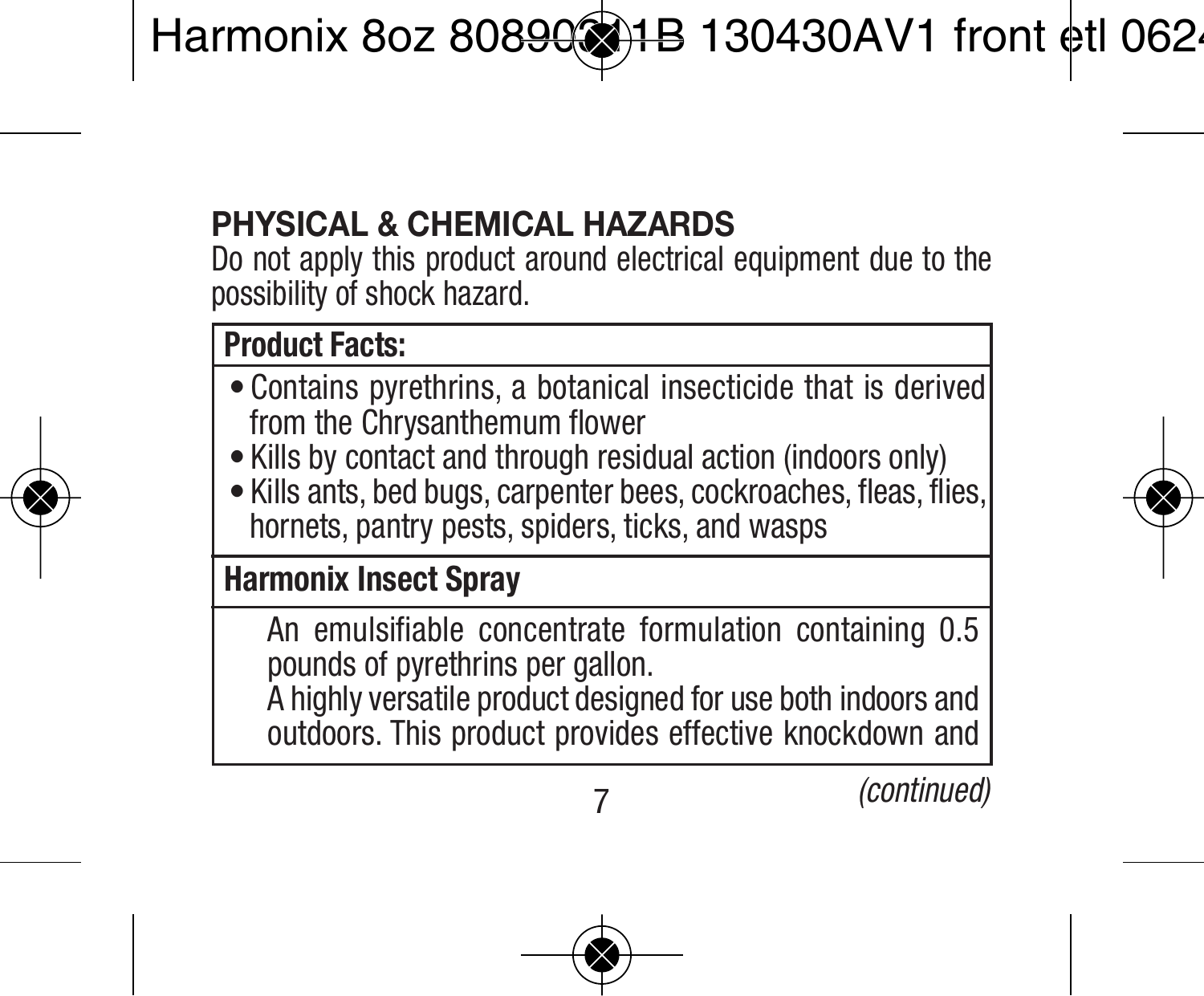## PHYSICAL & CHEMICAL HAZARDS

Do not apply this product around electrical equipment due to the possibility of shock hazard.

**Product Facts:**

- Contains pyrethrins, a botanical insecticide that is derived from the Chrysanthemum flower
- Kills by contact and through residual action (indoors only)
- Kills ants, bed bugs, carpenter bees, cockroaches, fleas, flies, hornets, pantry pests, spiders, ticks, and wasps

**Harmonix Insect Spray**

An emulsifiable concentrate formulation containing 0.5 pounds of pyrethrins per gallon.

A highly versatile product designed for use both indoors and outdoors. This product provides effective knockdown and

*(continued)*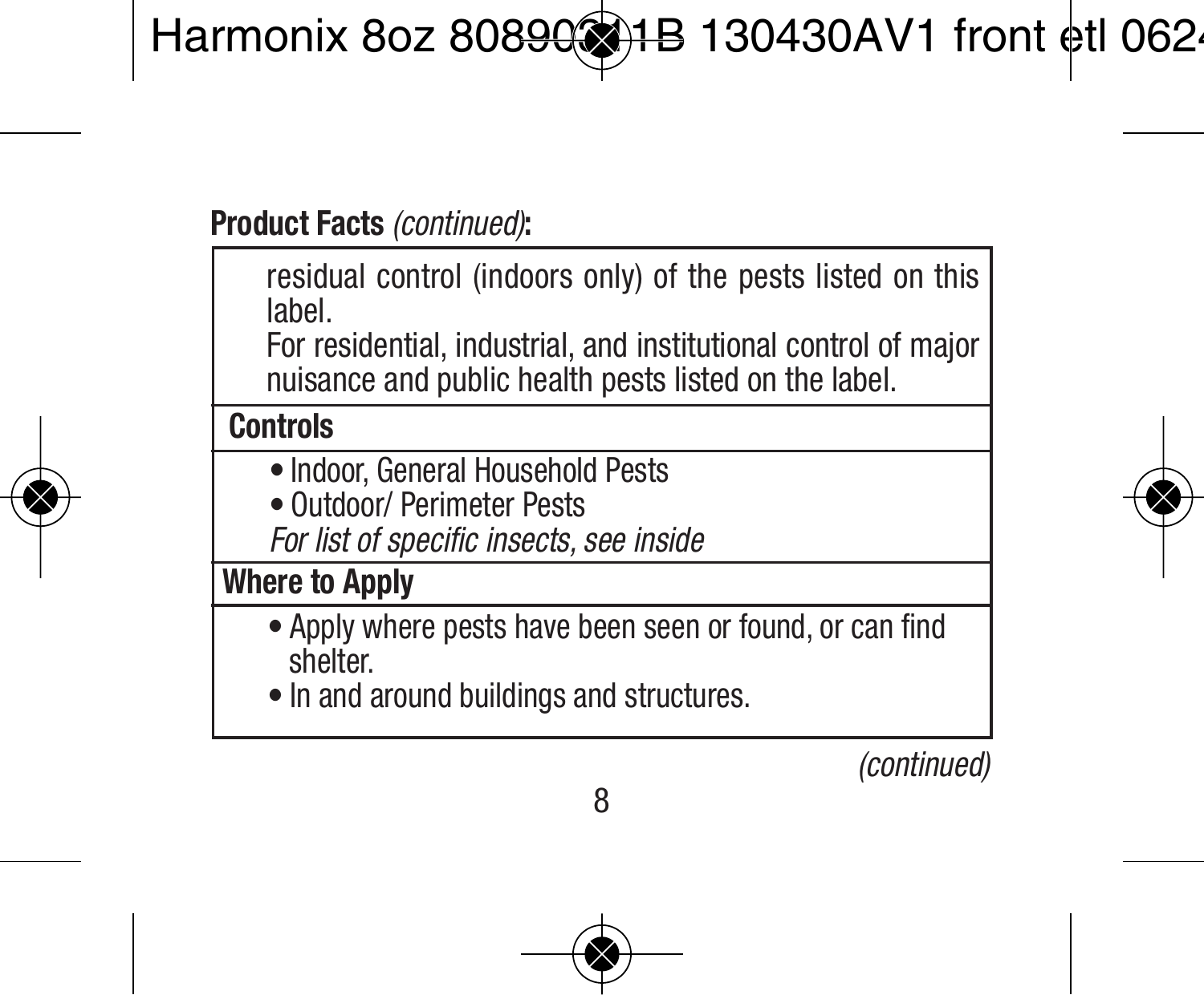**Product Facts** *(continued)*:

| |
|---|
| residual control (indoors only) of the pests listed on this label.<br>For residential, industrial, and institutional control of major nuisance and public health pests listed on the label. |
| **Controls** |
| • Indoor, General Household Pests<br>• Outdoor/ Perimeter Pests<br>*For list of specific insects, see inside* |
| **Where to Apply** |
| • Apply where pests have been seen or found, or can find shelter.<br>• In and around buildings and structures. |

*(continued)*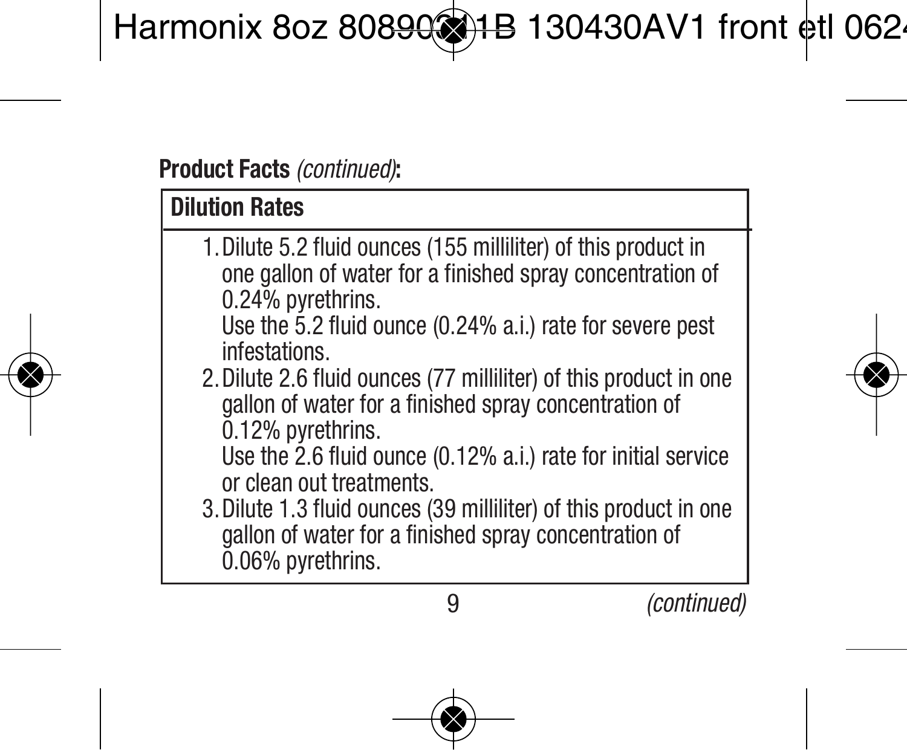**Product Facts** *(continued)***:**

## Dilution Rates

1. Dilute 5.2 fluid ounces (155 milliliter) of this product in one gallon of water for a finished spray concentration of 0.24% pyrethrins.
   Use the 5.2 fluid ounce (0.24% a.i.) rate for severe pest infestations.
2. Dilute 2.6 fluid ounces (77 milliliter) of this product in one gallon of water for a finished spray concentration of 0.12% pyrethrins.
   Use the 2.6 fluid ounce (0.12% a.i.) rate for initial service or clean out treatments.
3. Dilute 1.3 fluid ounces (39 milliliter) of this product in one gallon of water for a finished spray concentration of 0.06% pyrethrins.

*(continued)*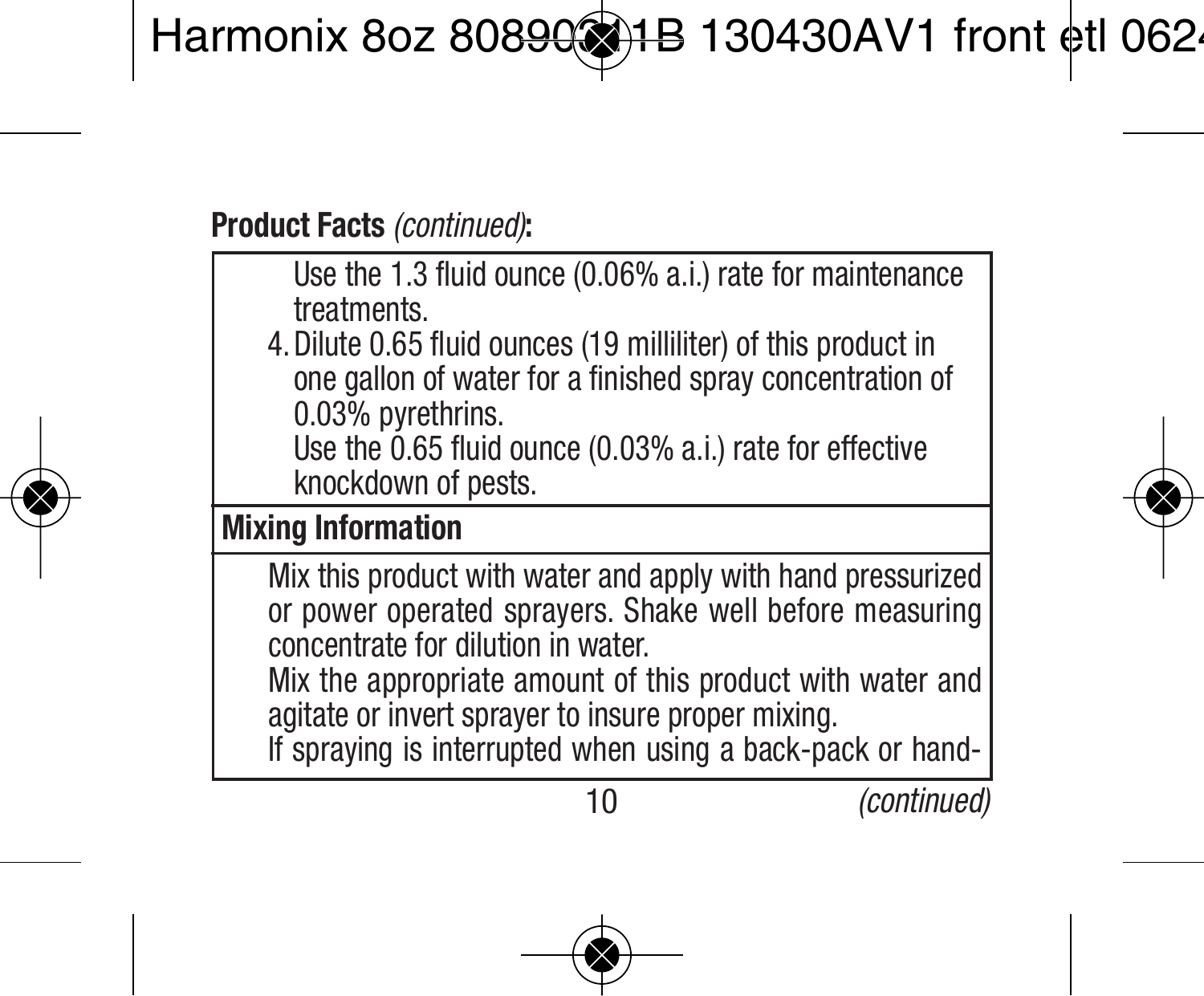**Product Facts** *(continued)***:**

Use the 1.3 fluid ounce (0.06% a.i.) rate for maintenance treatments.

4. Dilute 0.65 fluid ounces (19 milliliter) of this product in one gallon of water for a finished spray concentration of 0.03% pyrethrins.
   Use the 0.65 fluid ounce (0.03% a.i.) rate for effective knockdown of pests.

**Mixing Information**

Mix this product with water and apply with hand pressurized or power operated sprayers. Shake well before measuring concentrate for dilution in water.

Mix the appropriate amount of this product with water and agitate or invert sprayer to insure proper mixing.

If spraying is interrupted when using a back-pack or hand-

*(continued)*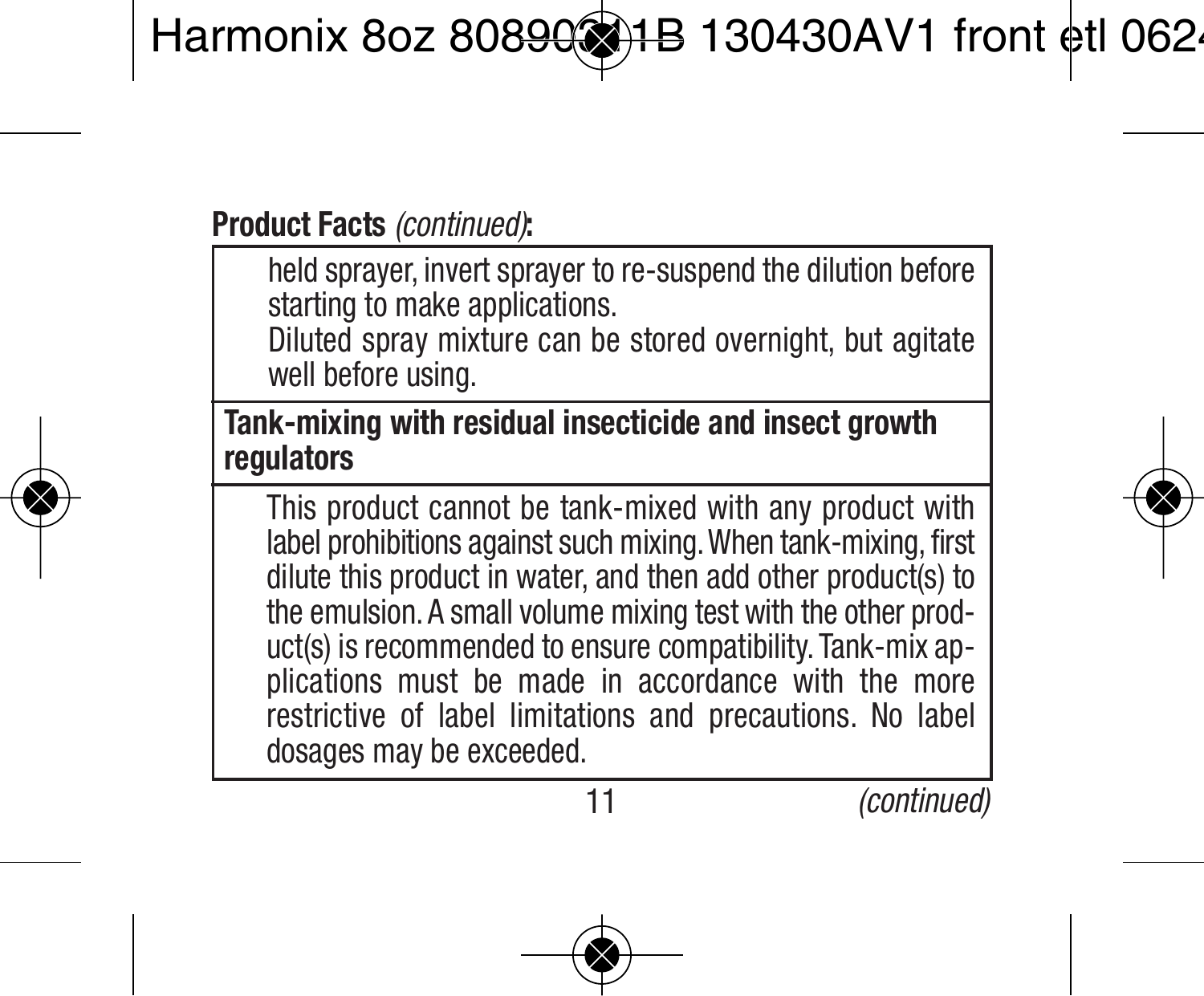**Product Facts** *(continued)***:**

held sprayer, invert sprayer to re-suspend the dilution before starting to make applications.

Diluted spray mixture can be stored overnight, but agitate well before using.

**Tank-mixing with residual insecticide and insect growth regulators**

This product cannot be tank-mixed with any product with label prohibitions against such mixing. When tank-mixing, first dilute this product in water, and then add other product(s) to the emulsion. A small volume mixing test with the other product(s) is recommended to ensure compatibility. Tank-mix applications must be made in accordance with the more restrictive of label limitations and precautions. No label dosages may be exceeded.

*(continued)*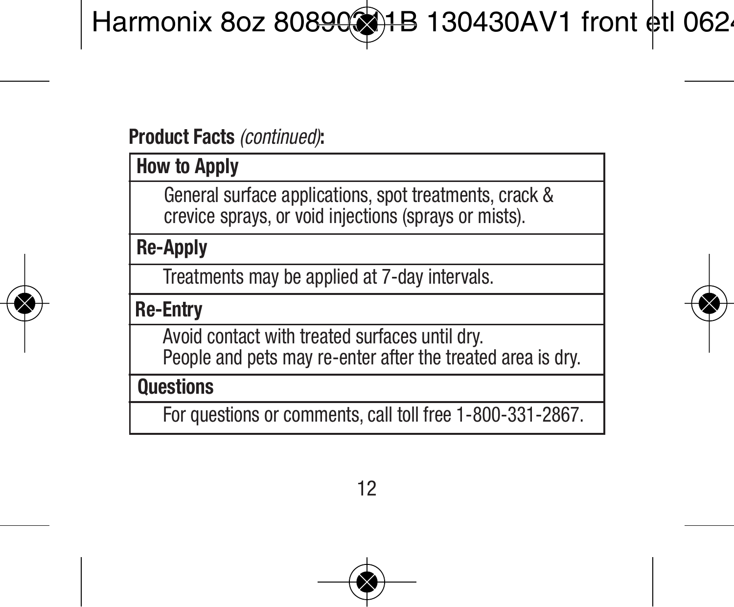**Product Facts** *(continued)***:**

| How to Apply |
|---|
| General surface applications, spot treatments, crack & crevice sprays, or void injections (sprays or mists). |
| **Re-Apply** |
| Treatments may be applied at 7-day intervals. |
| **Re-Entry** |
| Avoid contact with treated surfaces until dry. People and pets may re-enter after the treated area is dry. |
| **Questions** |
| For questions or comments, call toll free 1-800-331-2867. |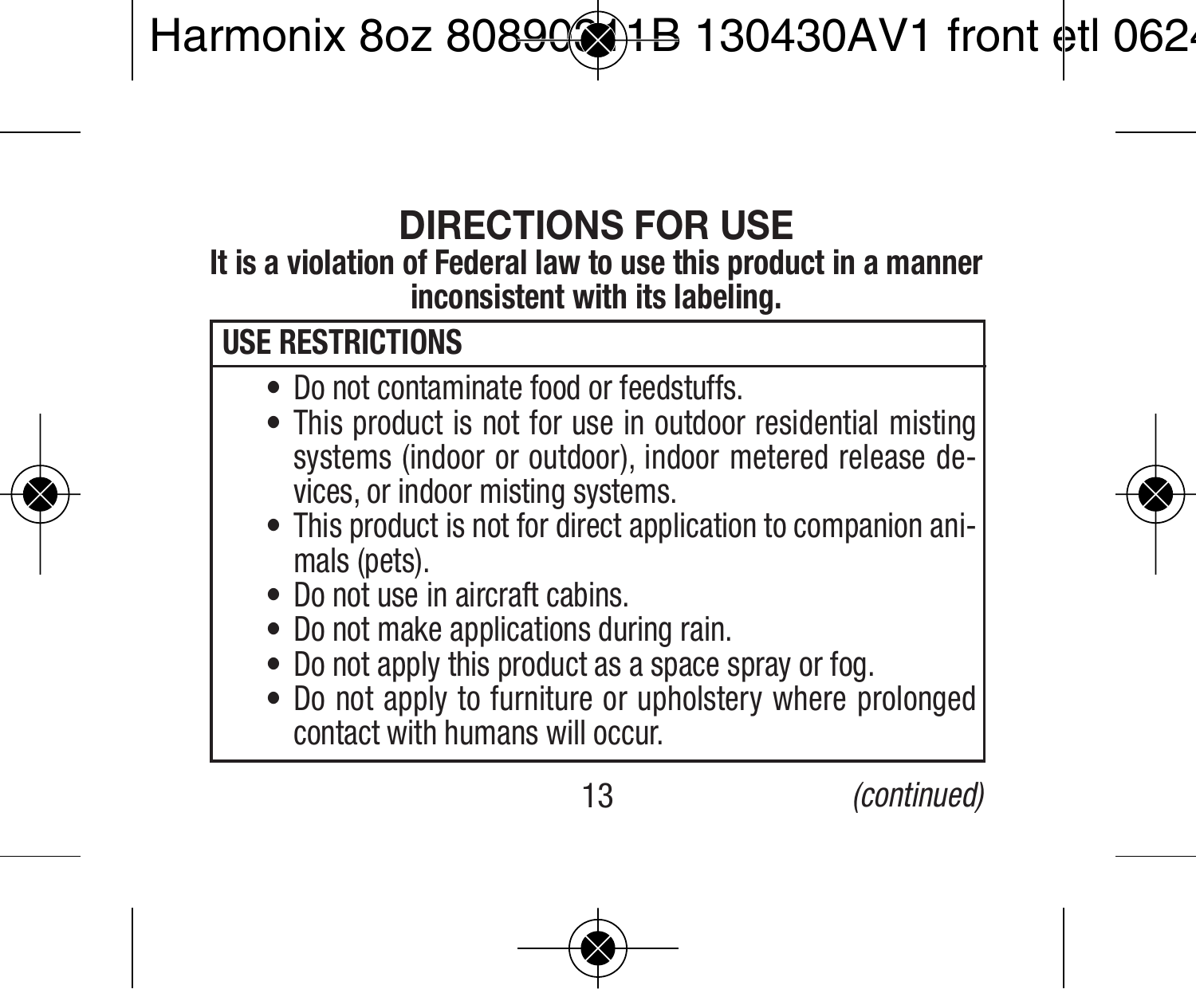# DIRECTIONS FOR USE

**It is a violation of Federal law to use this product in a manner inconsistent with its labeling.**

**USE RESTRICTIONS**

- Do not contaminate food or feedstuffs.
- This product is not for use in outdoor residential misting systems (indoor or outdoor), indoor metered release devices, or indoor misting systems.
- This product is not for direct application to companion animals (pets).
- Do not use in aircraft cabins.
- Do not make applications during rain.
- Do not apply this product as a space spray or fog.
- Do not apply to furniture or upholstery where prolonged contact with humans will occur.

*(continued)*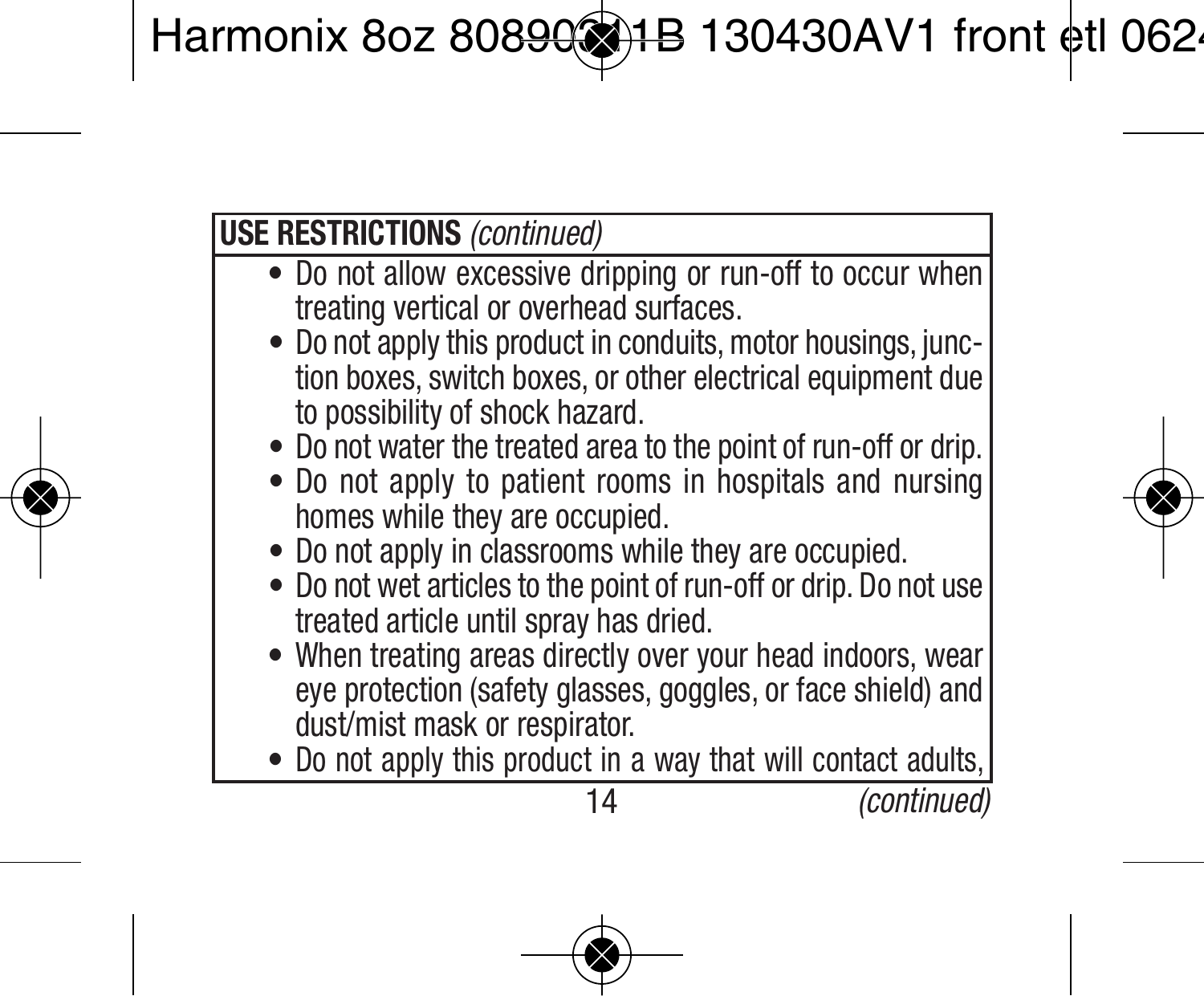**USE RESTRICTIONS** *(continued)*

- Do not allow excessive dripping or run-off to occur when treating vertical or overhead surfaces.
- Do not apply this product in conduits, motor housings, junction boxes, switch boxes, or other electrical equipment due to possibility of shock hazard.
- Do not water the treated area to the point of run-off or drip.
- Do not apply to patient rooms in hospitals and nursing homes while they are occupied.
- Do not apply in classrooms while they are occupied.
- Do not wet articles to the point of run-off or drip. Do not use treated article until spray has dried.
- When treating areas directly over your head indoors, wear eye protection (safety glasses, goggles, or face shield) and dust/mist mask or respirator.
- Do not apply this product in a way that will contact adults,

*(continued)*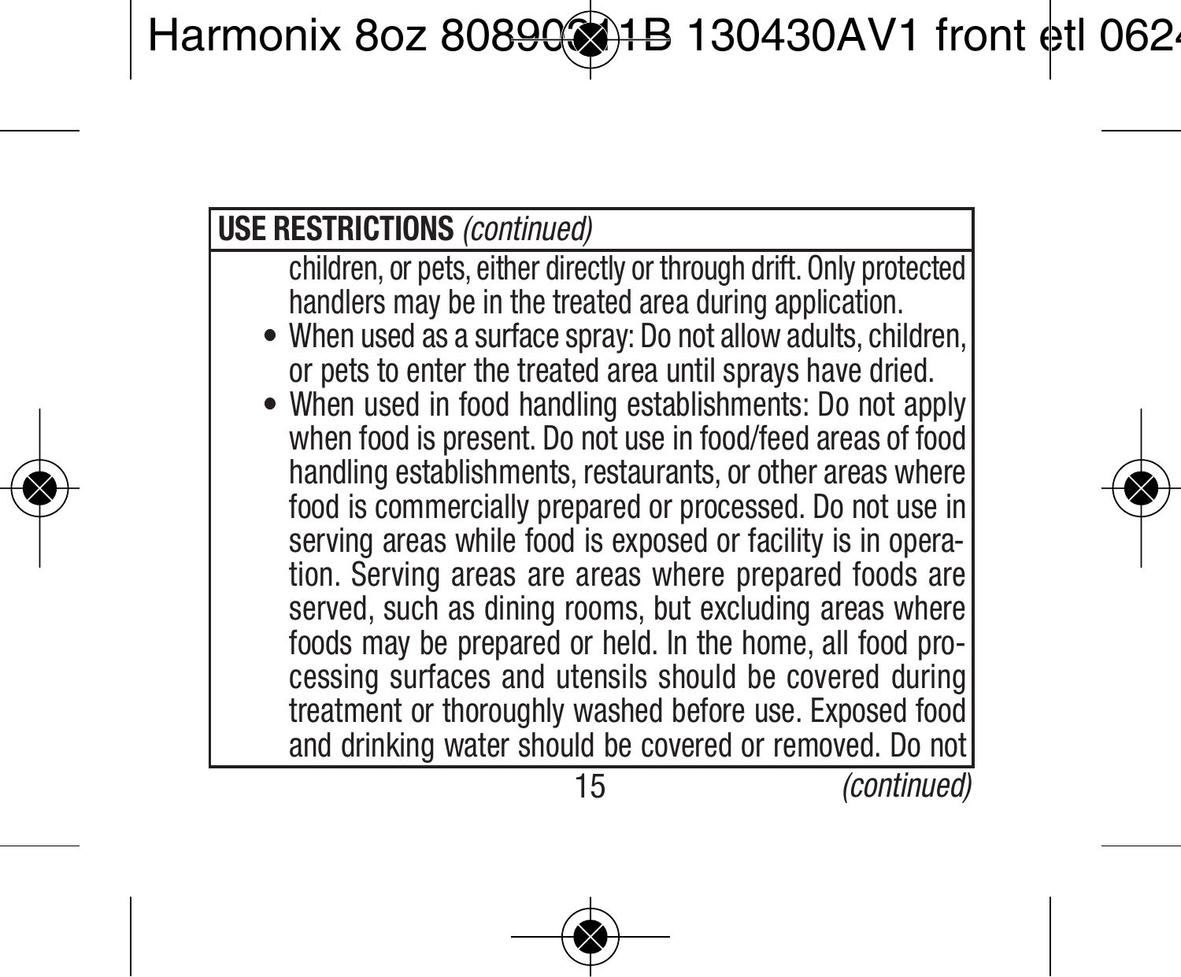**USE RESTRICTIONS** *(continued)*

children, or pets, either directly or through drift. Only protected handlers may be in the treated area during application.

- When used as a surface spray: Do not allow adults, children, or pets to enter the treated area until sprays have dried.
- When used in food handling establishments: Do not apply when food is present. Do not use in food/feed areas of food handling establishments, restaurants, or other areas where food is commercially prepared or processed. Do not use in serving areas while food is exposed or facility is in operation. Serving areas are areas where prepared foods are served, such as dining rooms, but excluding areas where foods may be prepared or held. In the home, all food processing surfaces and utensils should be covered during treatment or thoroughly washed before use. Exposed food and drinking water should be covered or removed. Do not

*(continued)*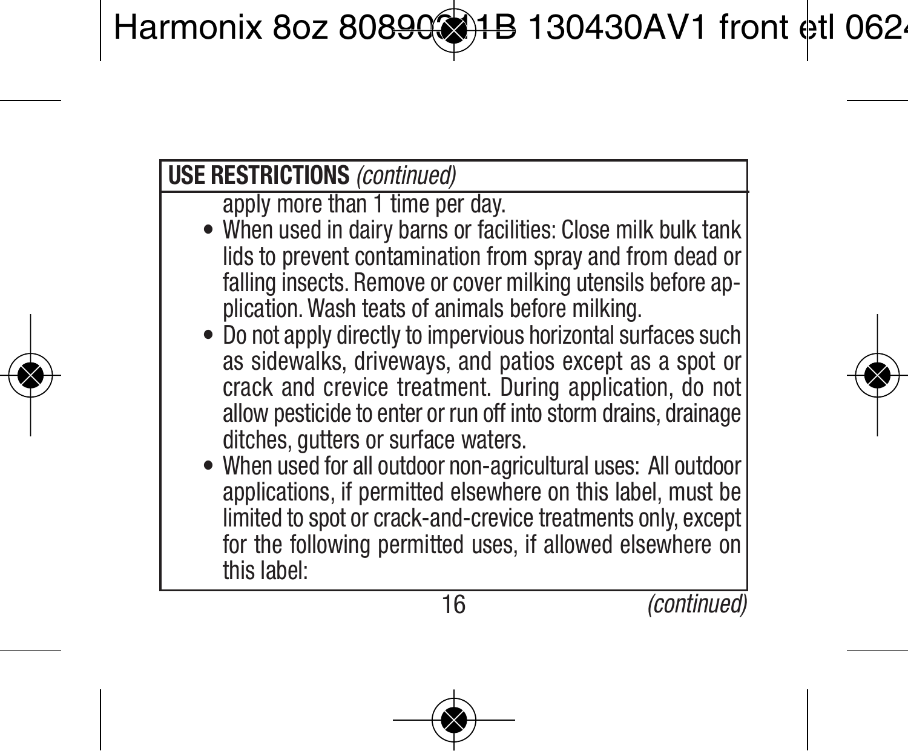**USE RESTRICTIONS** *(continued)*

apply more than 1 time per day.

- When used in dairy barns or facilities: Close milk bulk tank lids to prevent contamination from spray and from dead or falling insects. Remove or cover milking utensils before application. Wash teats of animals before milking.
- Do not apply directly to impervious horizontal surfaces such as sidewalks, driveways, and patios except as a spot or crack and crevice treatment. During application, do not allow pesticide to enter or run off into storm drains, drainage ditches, gutters or surface waters.
- When used for all outdoor non-agricultural uses: All outdoor applications, if permitted elsewhere on this label, must be limited to spot or crack-and-crevice treatments only, except for the following permitted uses, if allowed elsewhere on this label:

*(continued)*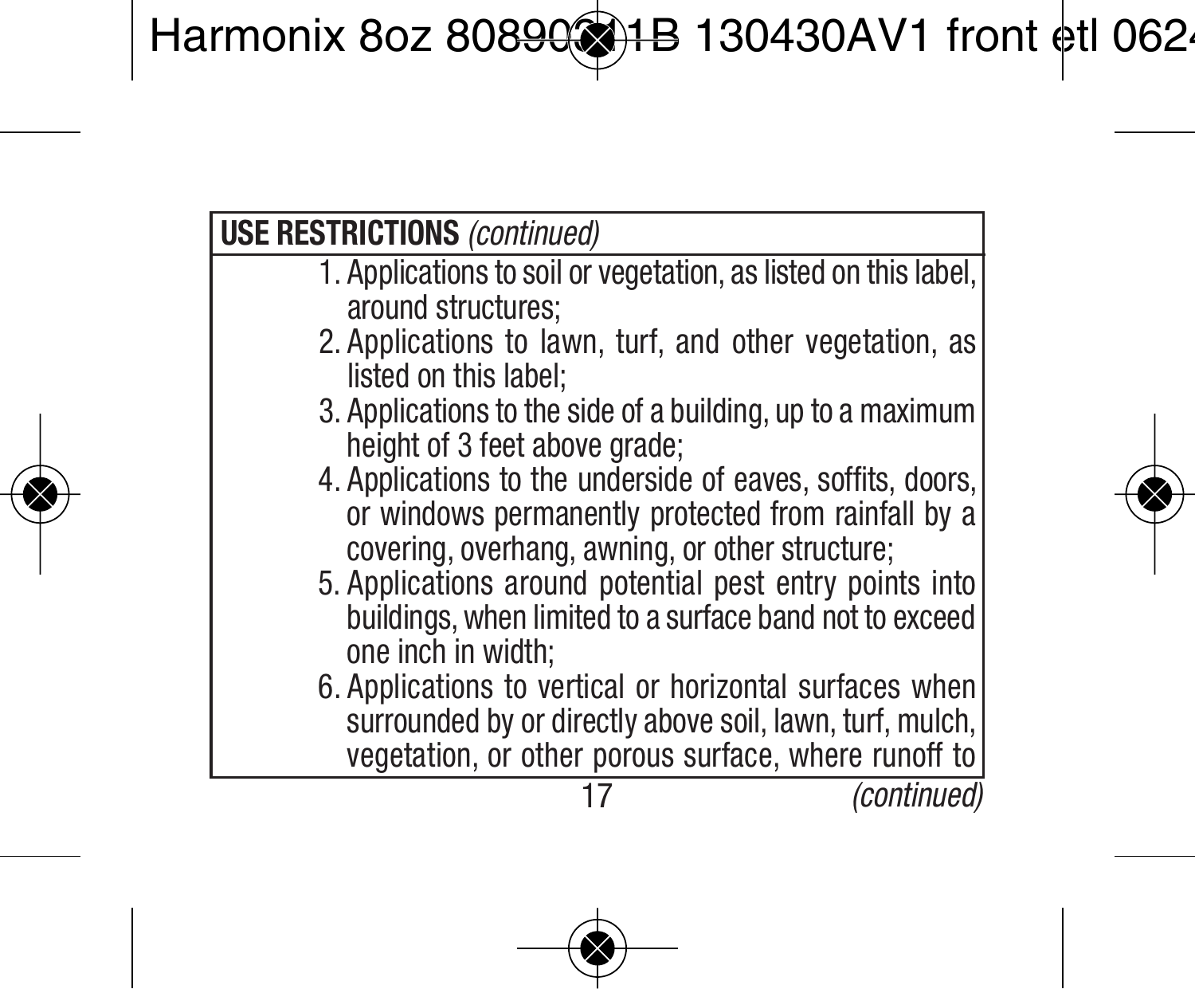**USE RESTRICTIONS** *(continued)*

1. Applications to soil or vegetation, as listed on this label, around structures;
2. Applications to lawn, turf, and other vegetation, as listed on this label;
3. Applications to the side of a building, up to a maximum height of 3 feet above grade;
4. Applications to the underside of eaves, soffits, doors, or windows permanently protected from rainfall by a covering, overhang, awning, or other structure;
5. Applications around potential pest entry points into buildings, when limited to a surface band not to exceed one inch in width;
6. Applications to vertical or horizontal surfaces when surrounded by or directly above soil, lawn, turf, mulch, vegetation, or other porous surface, where runoff to

*(continued)*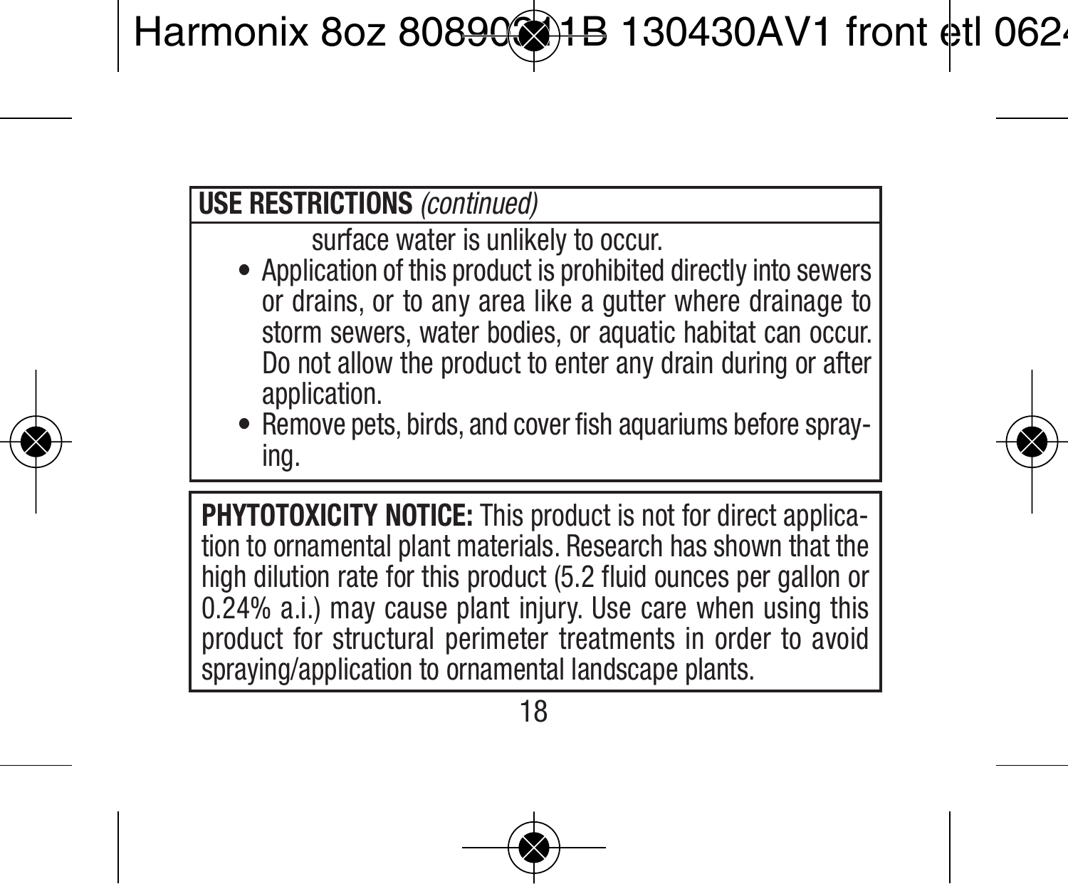**USE RESTRICTIONS** *(continued)*

surface water is unlikely to occur.

- Application of this product is prohibited directly into sewers or drains, or to any area like a gutter where drainage to storm sewers, water bodies, or aquatic habitat can occur. Do not allow the product to enter any drain during or after application.
- Remove pets, birds, and cover fish aquariums before spraying.

**PHYTOTOXICITY NOTICE:** This product is not for direct application to ornamental plant materials. Research has shown that the high dilution rate for this product (5.2 fluid ounces per gallon or 0.24% a.i.) may cause plant injury. Use care when using this product for structural perimeter treatments in order to avoid spraying/application to ornamental landscape plants.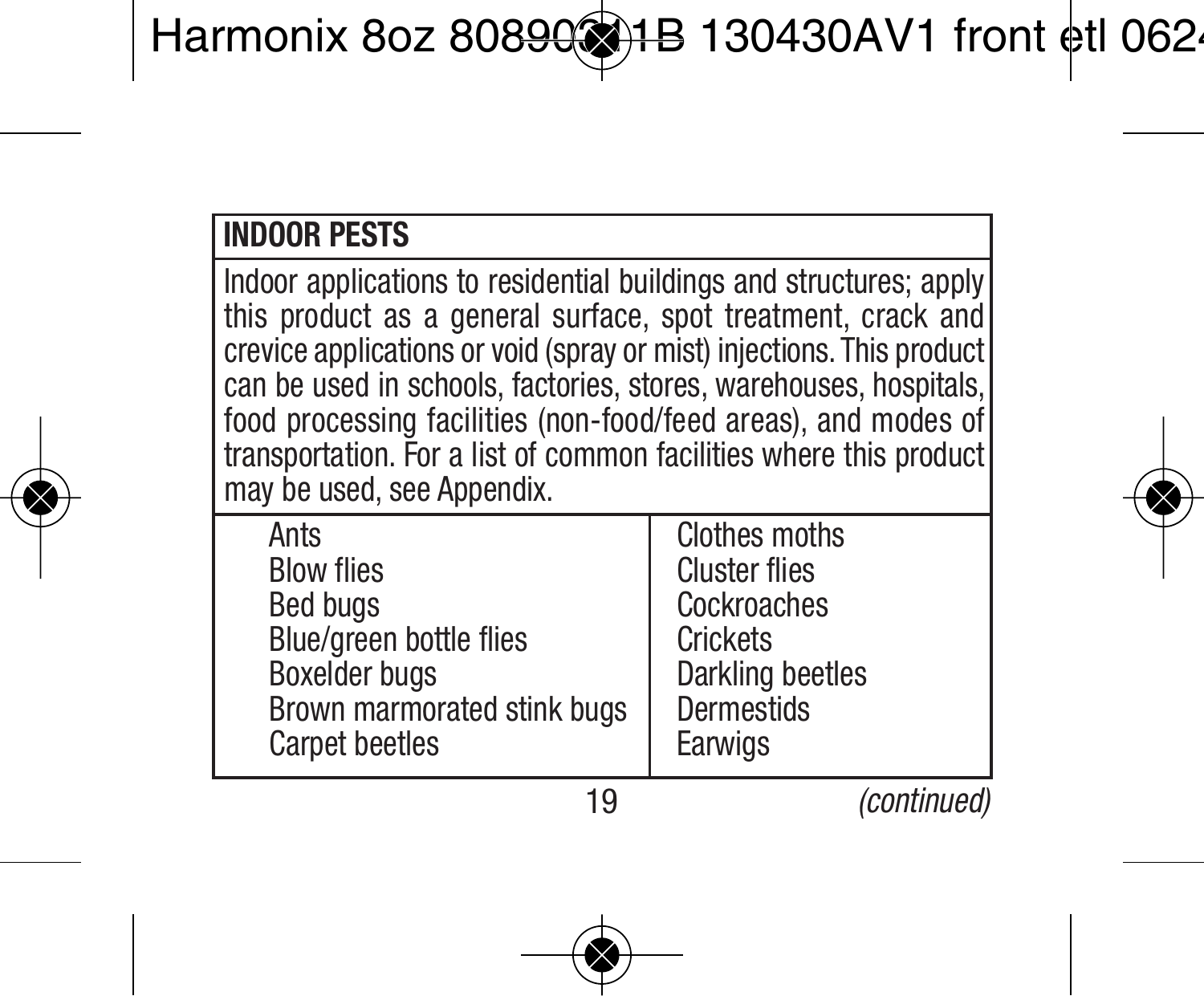| INDOOR PESTS | |
|---|---|
| Indoor applications to residential buildings and structures; apply this product as a general surface, spot treatment, crack and crevice applications or void (spray or mist) injections. This product can be used in schools, factories, stores, warehouses, hospitals, food processing facilities (non-food/feed areas), and modes of transportation. For a list of common facilities where this product may be used, see Appendix. | |
| Ants<br>Blow flies<br>Bed bugs<br>Blue/green bottle flies<br>Boxelder bugs<br>Brown marmorated stink bugs<br>Carpet beetles | Clothes moths<br>Cluster flies<br>Cockroaches<br>Crickets<br>Darkling beetles<br>Dermestids<br>Earwigs |

*(continued)*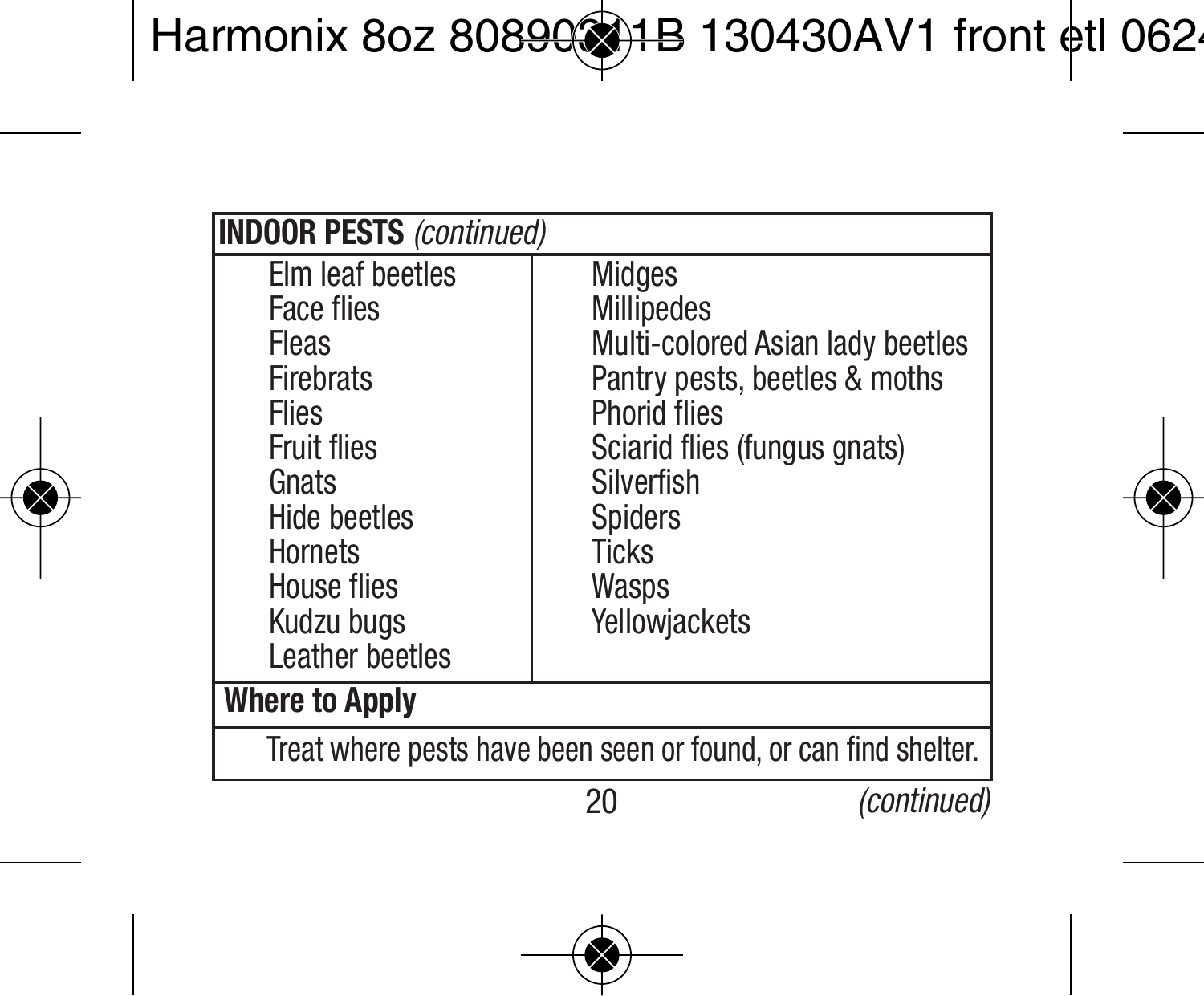| **INDOOR PESTS** *(continued)* | |
|---|---|
| Elm leaf beetles<br>Face flies<br>Fleas<br>Firebrats<br>Flies<br>Fruit flies<br>Gnats<br>Hide beetles<br>Hornets<br>House flies<br>Kudzu bugs<br>Leather beetles | Midges<br>Millipedes<br>Multi-colored Asian lady beetles<br>Pantry pests, beetles & moths<br>Phorid flies<br>Sciarid flies (fungus gnats)<br>Silverfish<br>Spiders<br>Ticks<br>Wasps<br>Yellowjackets |
| **Where to Apply** | |
| Treat where pests have been seen or found, or can find shelter. | |

*(continued)*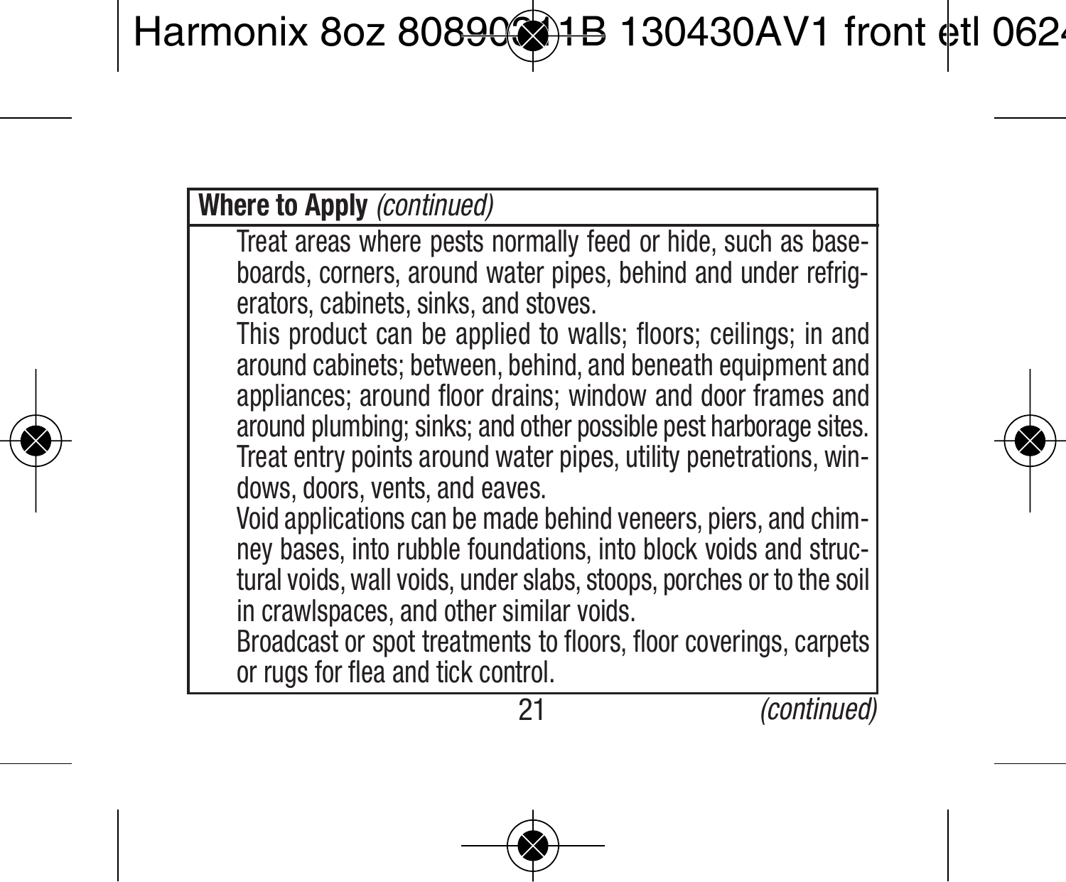**Where to Apply** *(continued)*

Treat areas where pests normally feed or hide, such as baseboards, corners, around water pipes, behind and under refrigerators, cabinets, sinks, and stoves.

This product can be applied to walls; floors; ceilings; in and around cabinets; between, behind, and beneath equipment and appliances; around floor drains; window and door frames and around plumbing; sinks; and other possible pest harborage sites.

Treat entry points around water pipes, utility penetrations, windows, doors, vents, and eaves.

Void applications can be made behind veneers, piers, and chimney bases, into rubble foundations, into block voids and structural voids, wall voids, under slabs, stoops, porches or to the soil in crawlspaces, and other similar voids.

Broadcast or spot treatments to floors, floor coverings, carpets or rugs for flea and tick control.

*(continued)*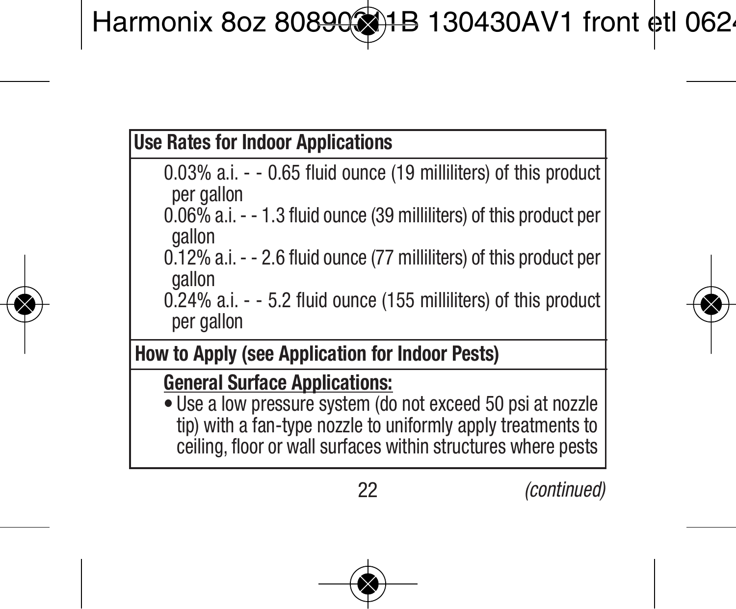| Use Rates for Indoor Applications |
| --- |
| 0.03% a.i. - - 0.65 fluid ounce (19 milliliters) of this product per gallon<br>0.06% a.i. - - 1.3 fluid ounce (39 milliliters) of this product per gallon<br>0.12% a.i. - - 2.6 fluid ounce (77 milliliters) of this product per gallon<br>0.24% a.i. - - 5.2 fluid ounce (155 milliliters) of this product per gallon |
| **How to Apply (see Application for Indoor Pests)** |
| **General Surface Applications:**<br>• Use a low pressure system (do not exceed 50 psi at nozzle tip) with a fan-type nozzle to uniformly apply treatments to ceiling, floor or wall surfaces within structures where pests |

*(continued)*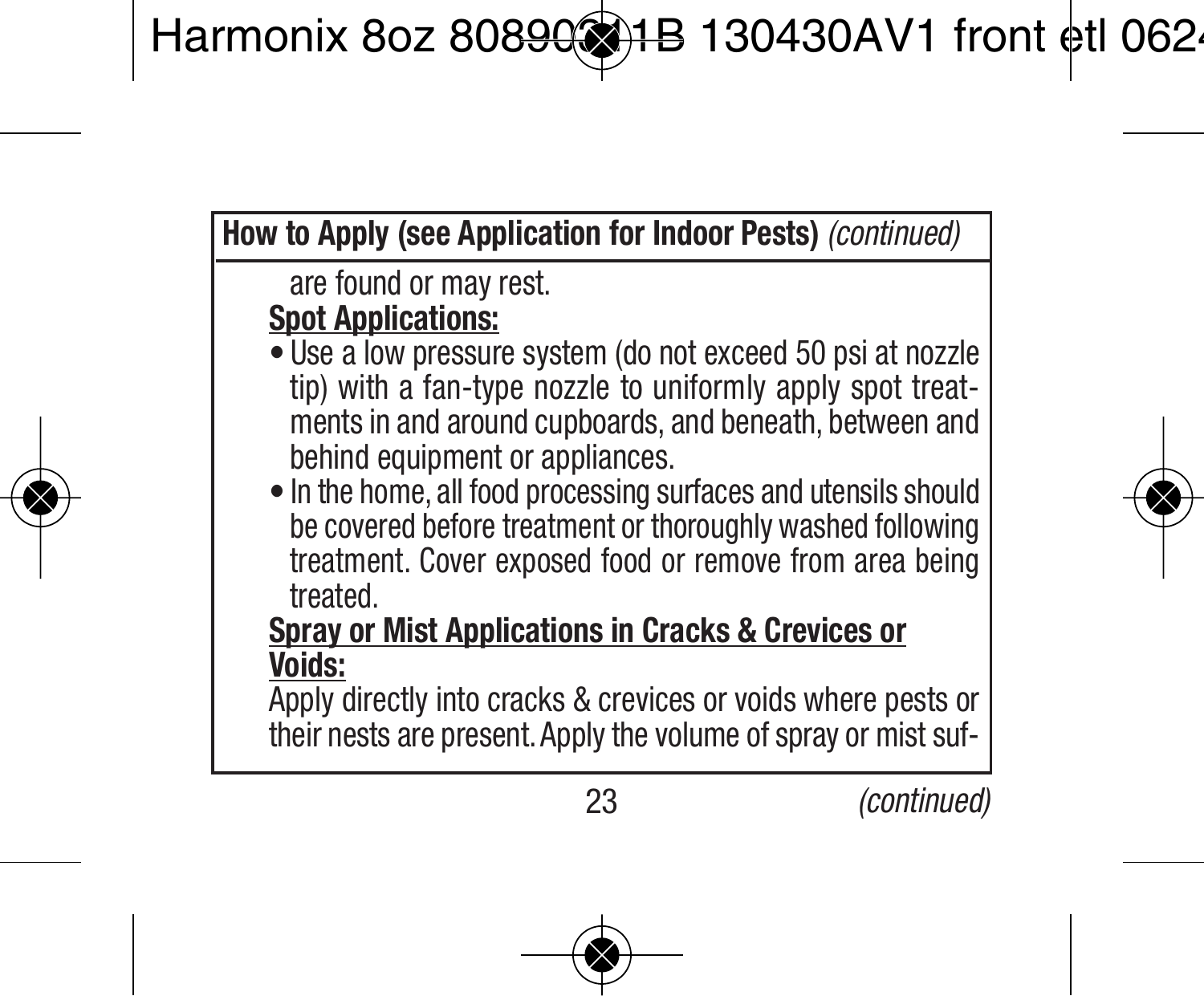**How to Apply (see Application for Indoor Pests)** *(continued)*

are found or may rest.

**Spot Applications:**

- Use a low pressure system (do not exceed 50 psi at nozzle tip) with a fan-type nozzle to uniformly apply spot treatments in and around cupboards, and beneath, between and behind equipment or appliances.
- In the home, all food processing surfaces and utensils should be covered before treatment or thoroughly washed following treatment. Cover exposed food or remove from area being treated.

**Spray or Mist Applications in Cracks & Crevices or Voids:**

Apply directly into cracks & crevices or voids where pests or their nests are present. Apply the volume of spray or mist suf-

*(continued)*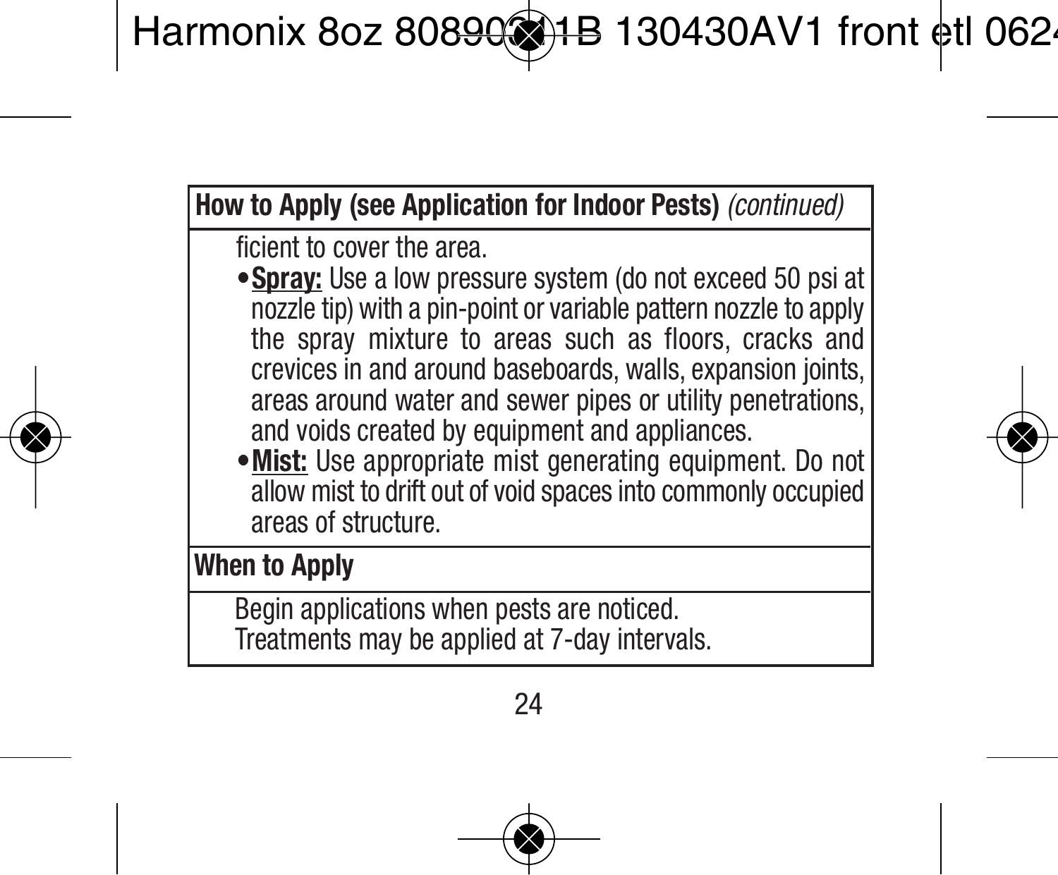**How to Apply (see Application for Indoor Pests)** *(continued)*

ficient to cover the area.

- **Spray:** Use a low pressure system (do not exceed 50 psi at nozzle tip) with a pin-point or variable pattern nozzle to apply the spray mixture to areas such as floors, cracks and crevices in and around baseboards, walls, expansion joints, areas around water and sewer pipes or utility penetrations, and voids created by equipment and appliances.
- **Mist:** Use appropriate mist generating equipment. Do not allow mist to drift out of void spaces into commonly occupied areas of structure.

**When to Apply**

Begin applications when pests are noticed.
Treatments may be applied at 7-day intervals.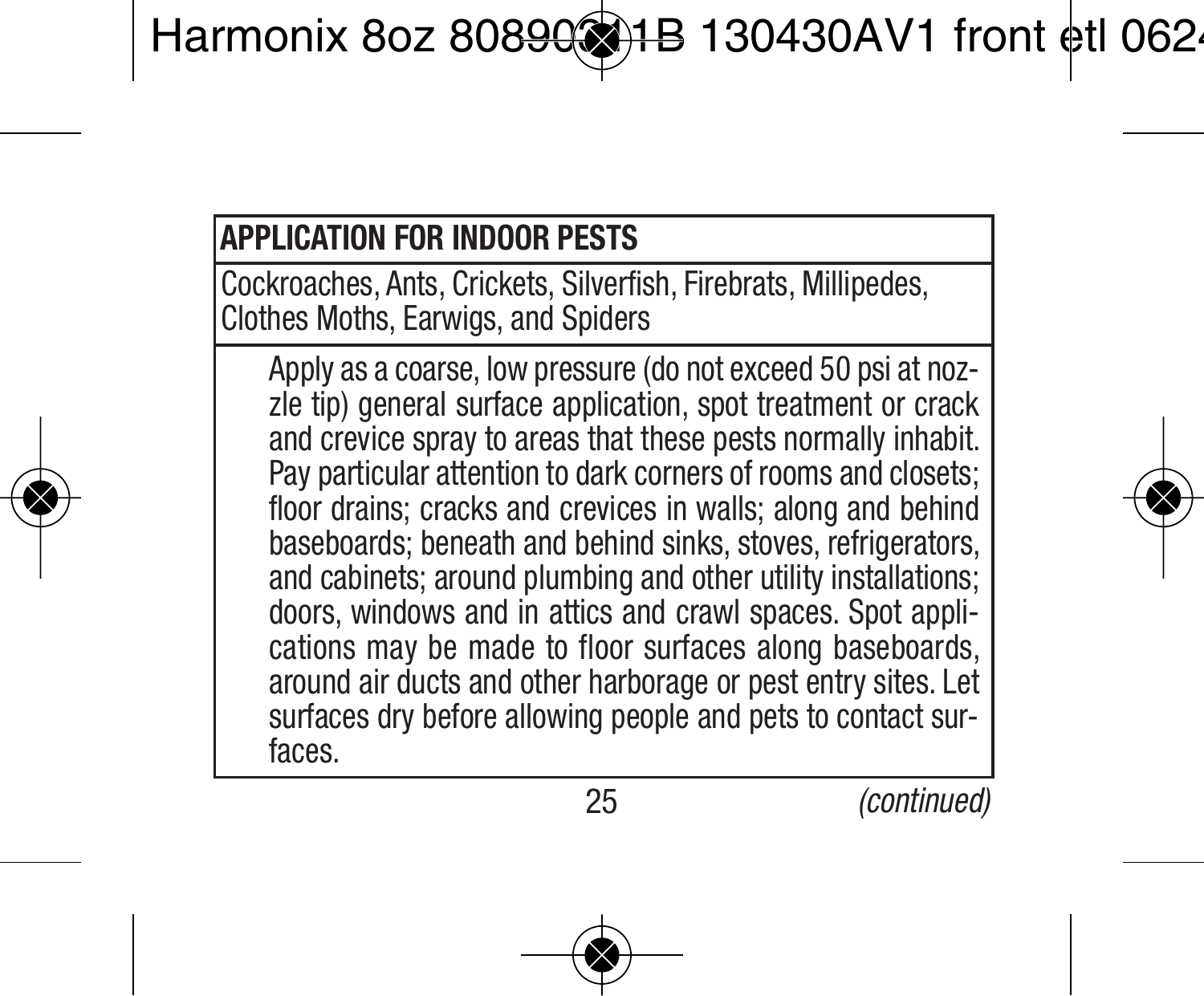## APPLICATION FOR INDOOR PESTS

Cockroaches, Ants, Crickets, Silverfish, Firebrats, Millipedes, Clothes Moths, Earwigs, and Spiders

Apply as a coarse, low pressure (do not exceed 50 psi at nozzle tip) general surface application, spot treatment or crack and crevice spray to areas that these pests normally inhabit. Pay particular attention to dark corners of rooms and closets; floor drains; cracks and crevices in walls; along and behind baseboards; beneath and behind sinks, stoves, refrigerators, and cabinets; around plumbing and other utility installations; doors, windows and in attics and crawl spaces. Spot applications may be made to floor surfaces along baseboards, around air ducts and other harborage or pest entry sites. Let surfaces dry before allowing people and pets to contact surfaces.

*(continued)*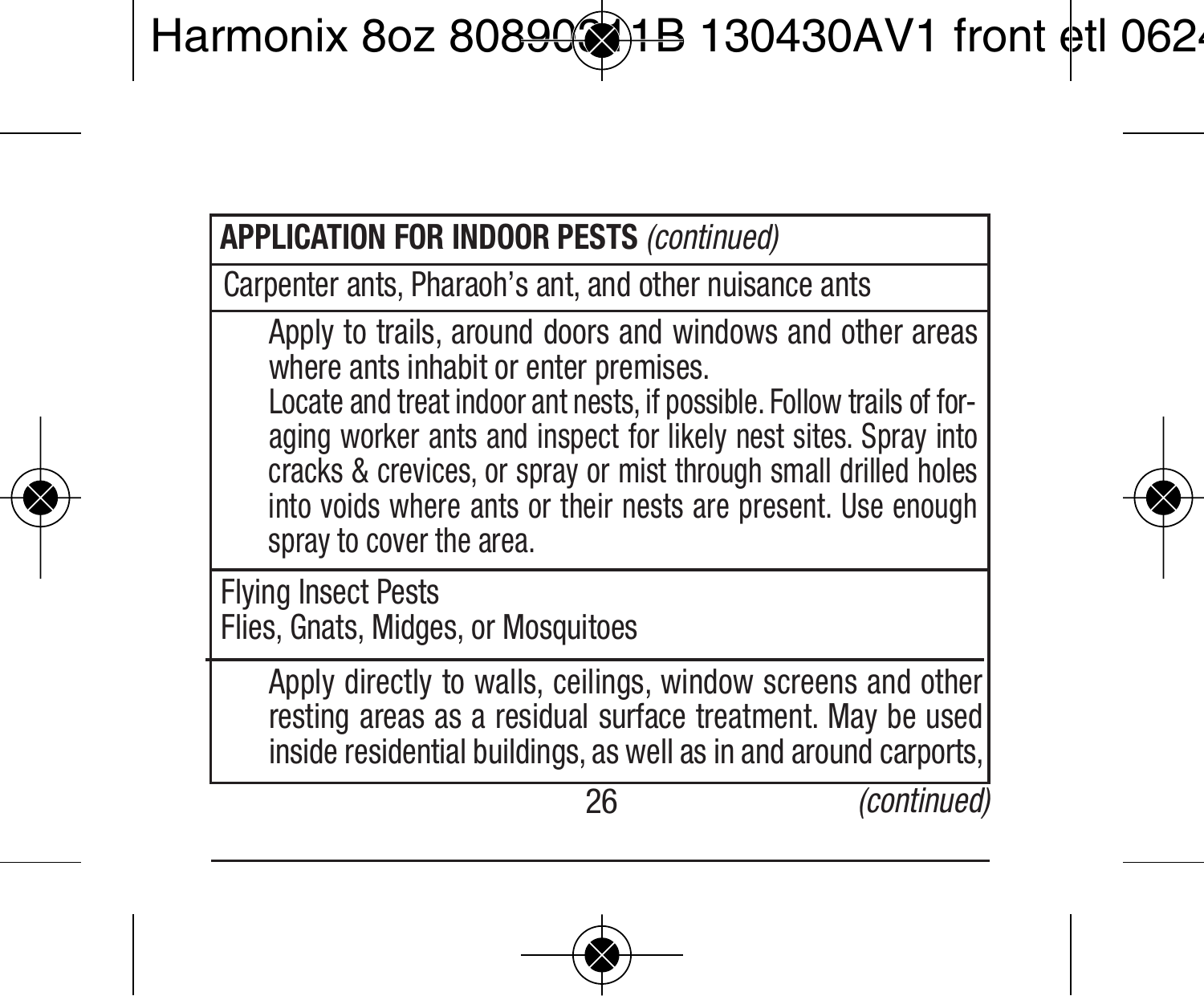| **APPLICATION FOR INDOOR PESTS** *(continued)* |
| --- |
| Carpenter ants, Pharaoh's ant, and other nuisance ants |
| Apply to trails, around doors and windows and other areas where ants inhabit or enter premises. Locate and treat indoor ant nests, if possible. Follow trails of foraging worker ants and inspect for likely nest sites. Spray into cracks & crevices, or spray or mist through small drilled holes into voids where ants or their nests are present. Use enough spray to cover the area. |
| Flying Insect Pests<br>Flies, Gnats, Midges, or Mosquitoes |
| Apply directly to walls, ceilings, window screens and other resting areas as a residual surface treatment. May be used inside residential buildings, as well as in and around carports, |

*(continued)*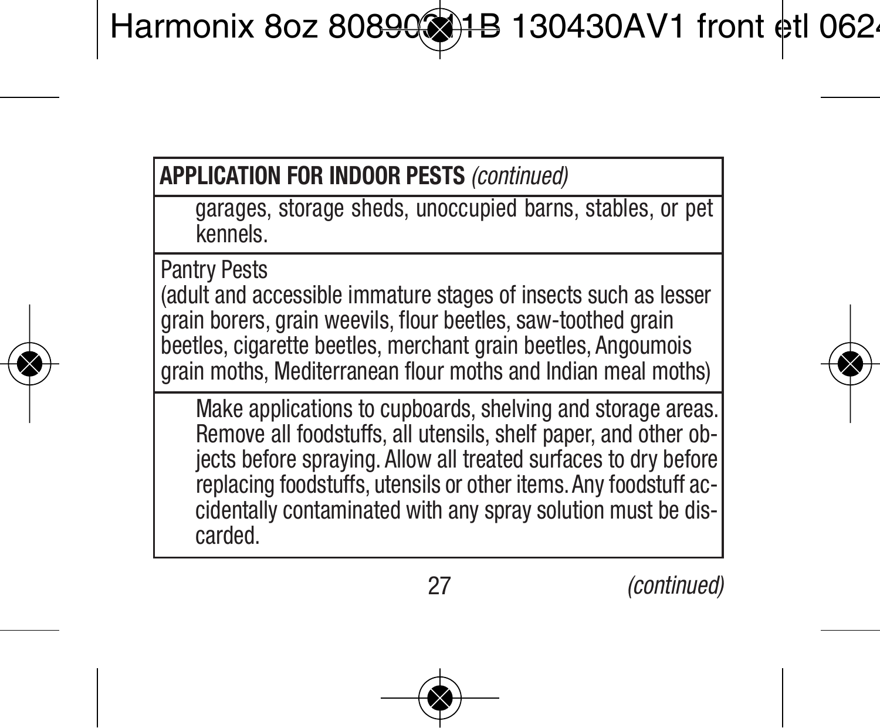**APPLICATION FOR INDOOR PESTS** *(continued)*

garages, storage sheds, unoccupied barns, stables, or pet kennels.

Pantry Pests
(adult and accessible immature stages of insects such as lesser grain borers, grain weevils, flour beetles, saw-toothed grain beetles, cigarette beetles, merchant grain beetles, Angoumois grain moths, Mediterranean flour moths and Indian meal moths)

Make applications to cupboards, shelving and storage areas. Remove all foodstuffs, all utensils, shelf paper, and other objects before spraying. Allow all treated surfaces to dry before replacing foodstuffs, utensils or other items. Any foodstuff accidentally contaminated with any spray solution must be discarded.

*(continued)*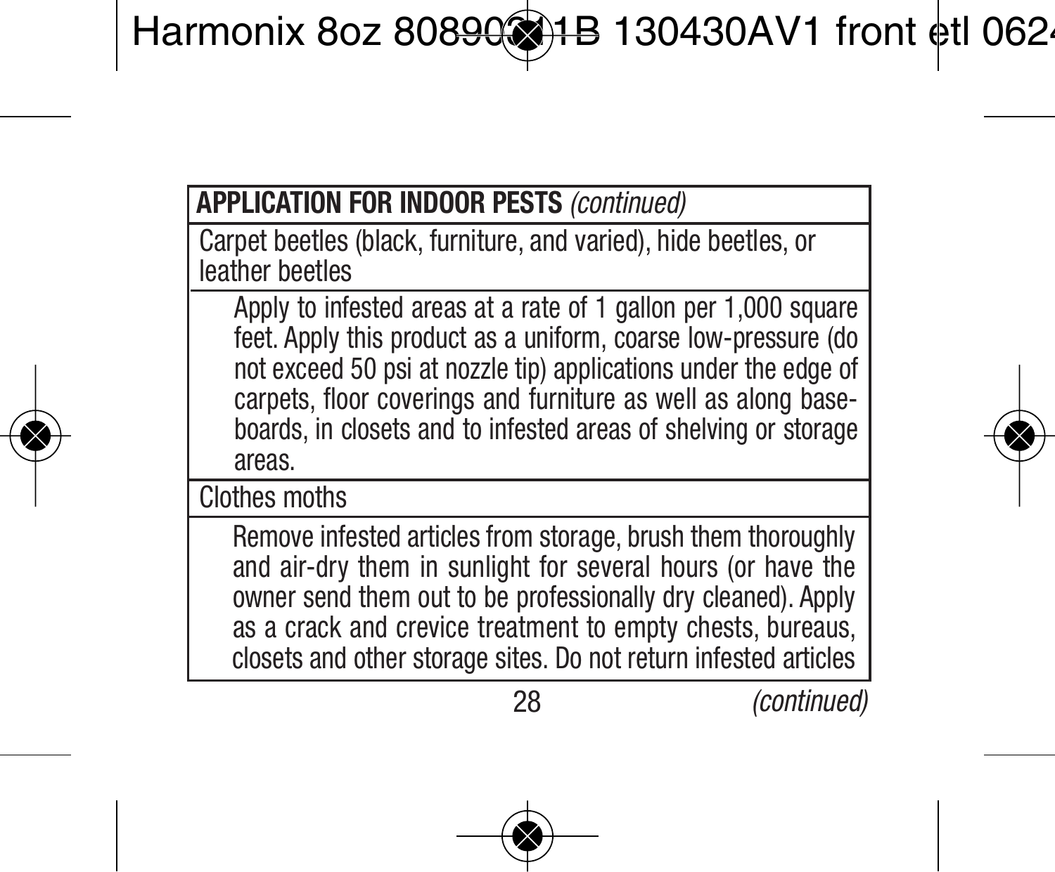**APPLICATION FOR INDOOR PESTS** *(continued)*

Carpet beetles (black, furniture, and varied), hide beetles, or leather beetles

Apply to infested areas at a rate of 1 gallon per 1,000 square feet. Apply this product as a uniform, coarse low-pressure (do not exceed 50 psi at nozzle tip) applications under the edge of carpets, floor coverings and furniture as well as along baseboards, in closets and to infested areas of shelving or storage areas.

Clothes moths

Remove infested articles from storage, brush them thoroughly and air-dry them in sunlight for several hours (or have the owner send them out to be professionally dry cleaned). Apply as a crack and crevice treatment to empty chests, bureaus, closets and other storage sites. Do not return infested articles

*(continued)*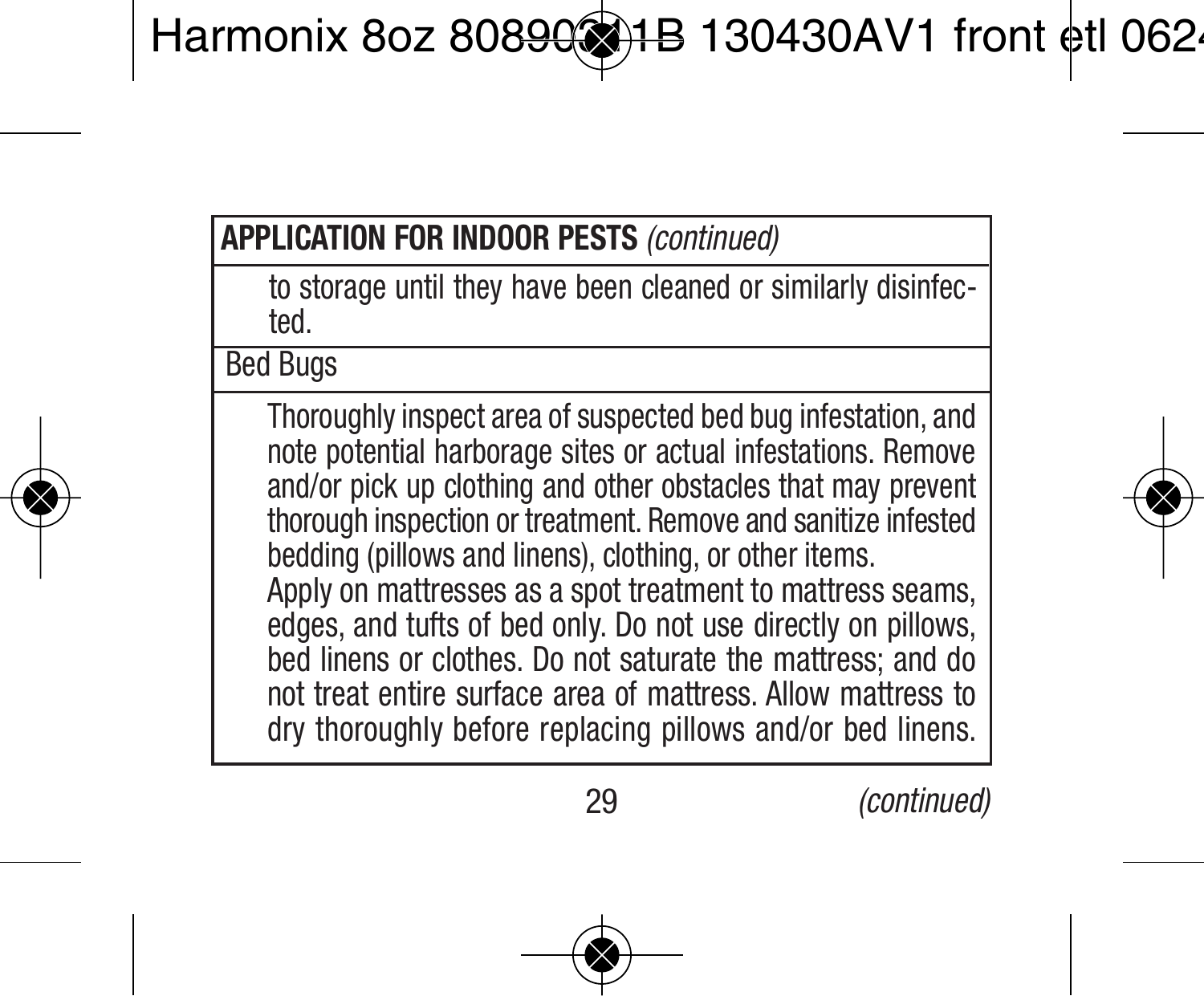**APPLICATION FOR INDOOR PESTS** *(continued)*

to storage until they have been cleaned or similarly disinfected.

Bed Bugs

Thoroughly inspect area of suspected bed bug infestation, and note potential harborage sites or actual infestations. Remove and/or pick up clothing and other obstacles that may prevent thorough inspection or treatment. Remove and sanitize infested bedding (pillows and linens), clothing, or other items.

Apply on mattresses as a spot treatment to mattress seams, edges, and tufts of bed only. Do not use directly on pillows, bed linens or clothes. Do not saturate the mattress; and do not treat entire surface area of mattress. Allow mattress to dry thoroughly before replacing pillows and/or bed linens.

*(continued)*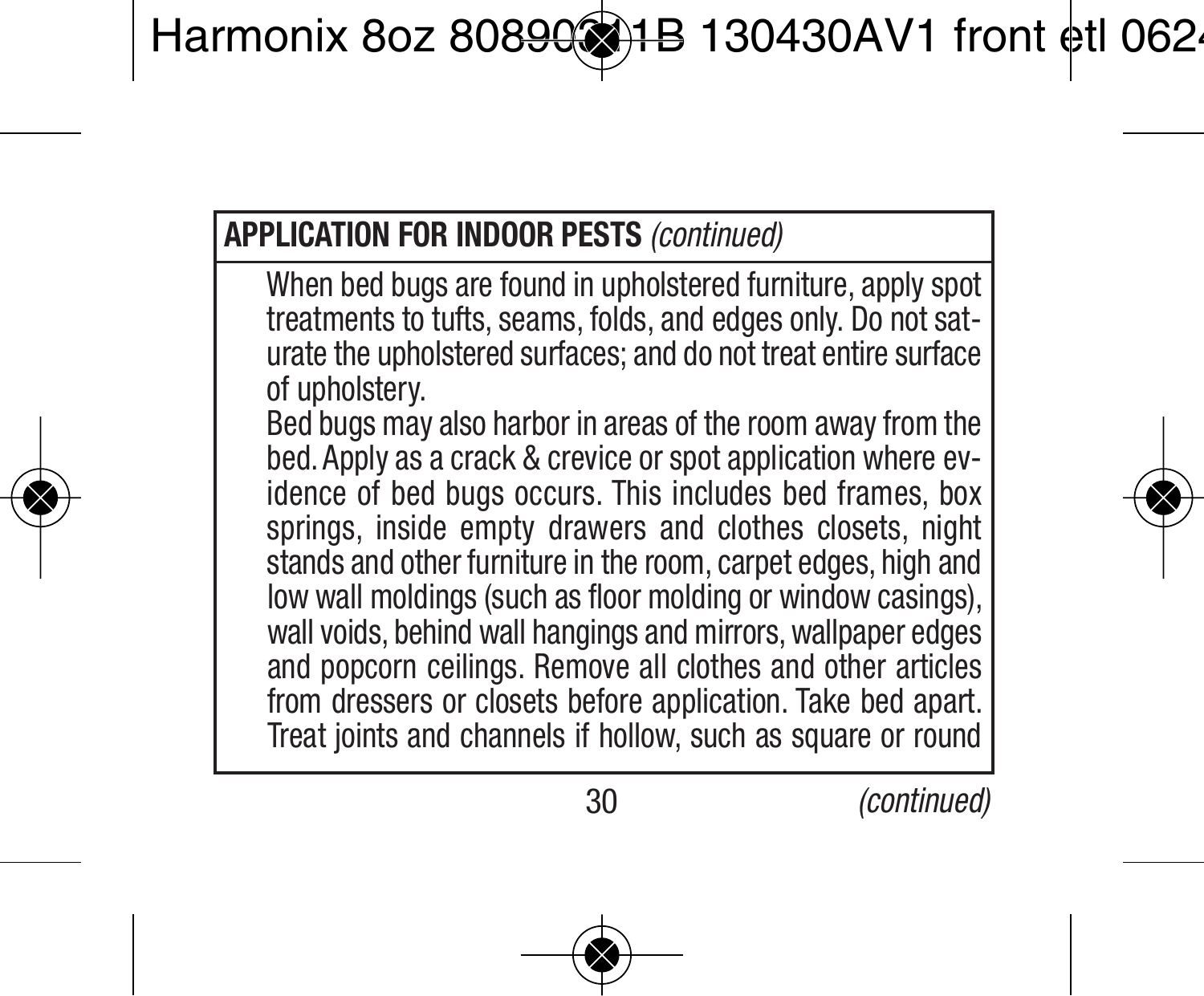**APPLICATION FOR INDOOR PESTS** *(continued)*

When bed bugs are found in upholstered furniture, apply spot treatments to tufts, seams, folds, and edges only. Do not saturate the upholstered surfaces; and do not treat entire surface of upholstery.

Bed bugs may also harbor in areas of the room away from the bed. Apply as a crack & crevice or spot application where evidence of bed bugs occurs. This includes bed frames, box springs, inside empty drawers and clothes closets, night stands and other furniture in the room, carpet edges, high and low wall moldings (such as floor molding or window casings), wall voids, behind wall hangings and mirrors, wallpaper edges and popcorn ceilings. Remove all clothes and other articles from dressers or closets before application. Take bed apart. Treat joints and channels if hollow, such as square or round

*(continued)*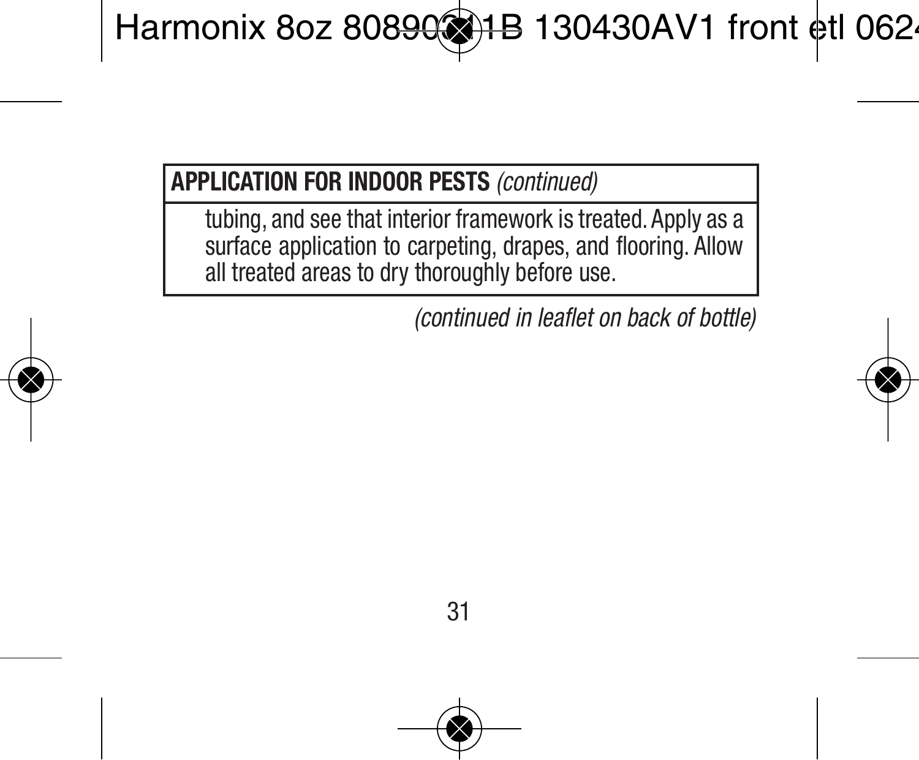**APPLICATION FOR INDOOR PESTS** *(continued)*

tubing, and see that interior framework is treated. Apply as a surface application to carpeting, drapes, and flooring. Allow all treated areas to dry thoroughly before use.

*(continued in leaflet on back of bottle)*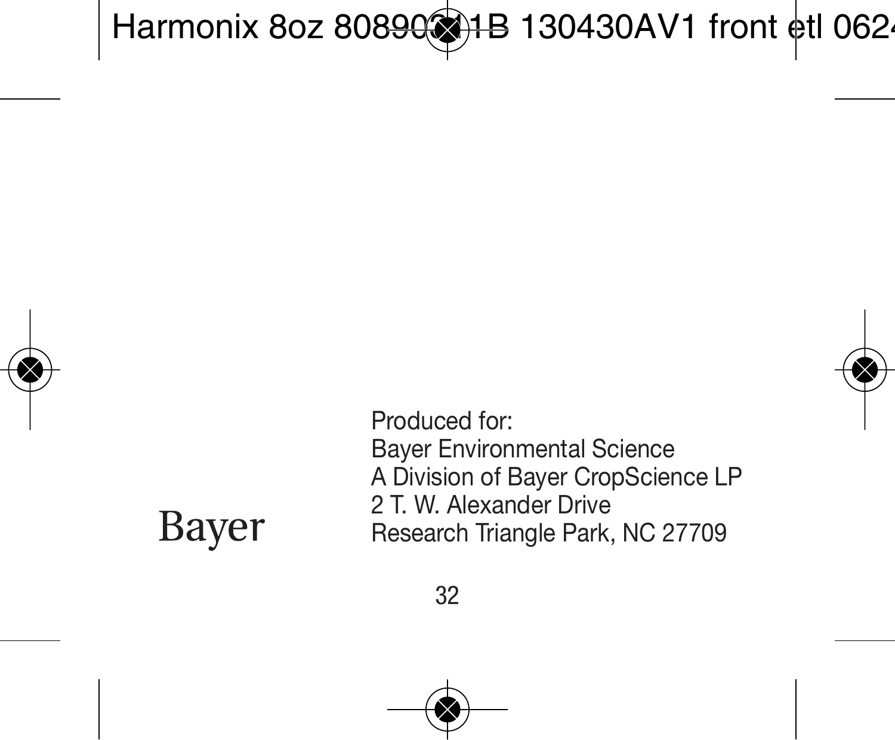Bayer

Produced for:
Bayer Environmental Science
A Division of Bayer CropScience LP
2 T. W. Alexander Drive
Research Triangle Park, NC 27709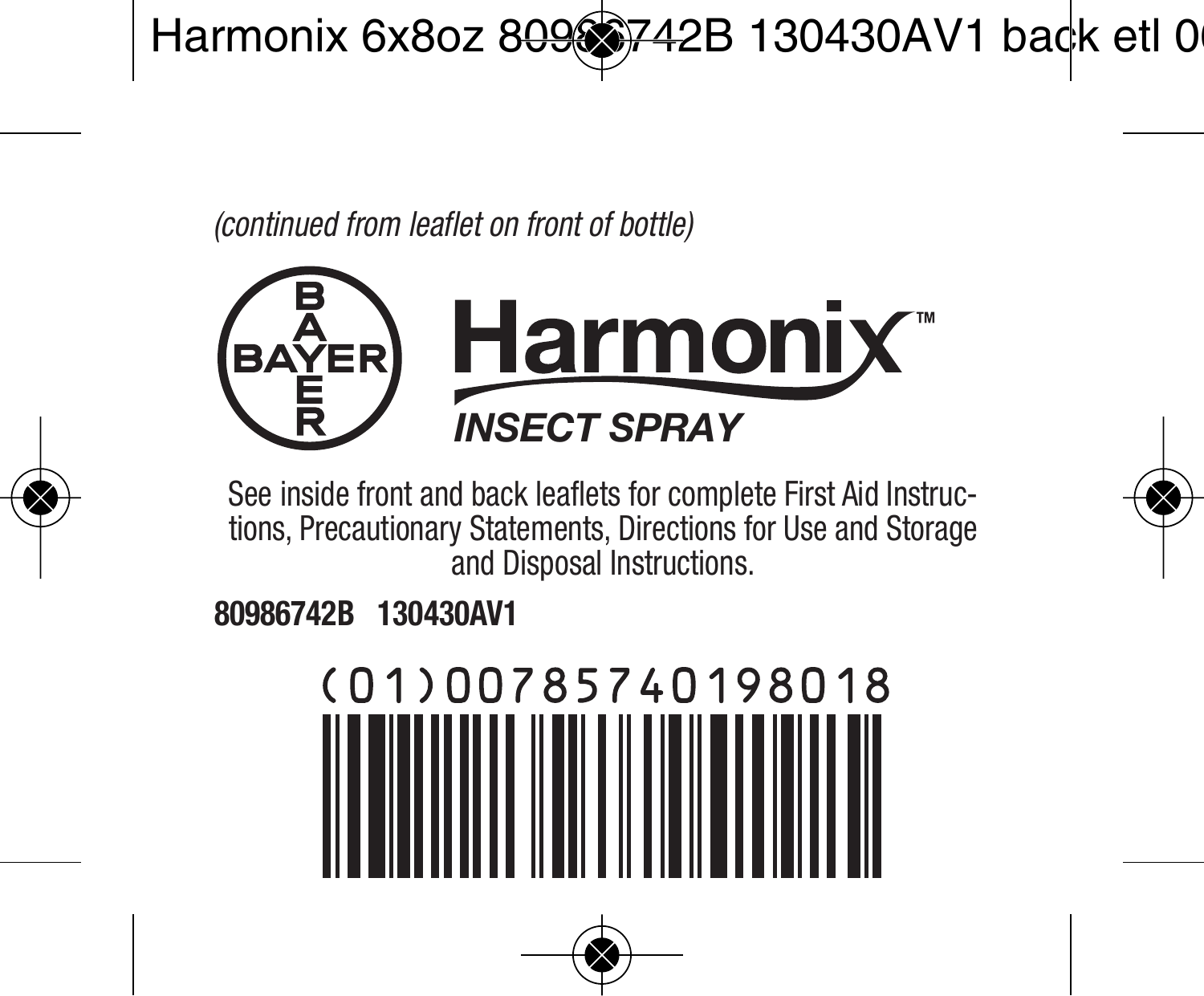*(continued from leaflet on front of bottle)*

BAYER

# Harmonix™

***INSECT SPRAY***

See inside front and back leaflets for complete First Aid Instructions, Precautionary Statements, Directions for Use and Storage and Disposal Instructions.

**80986742B 130430AV1**

(01)00785740198018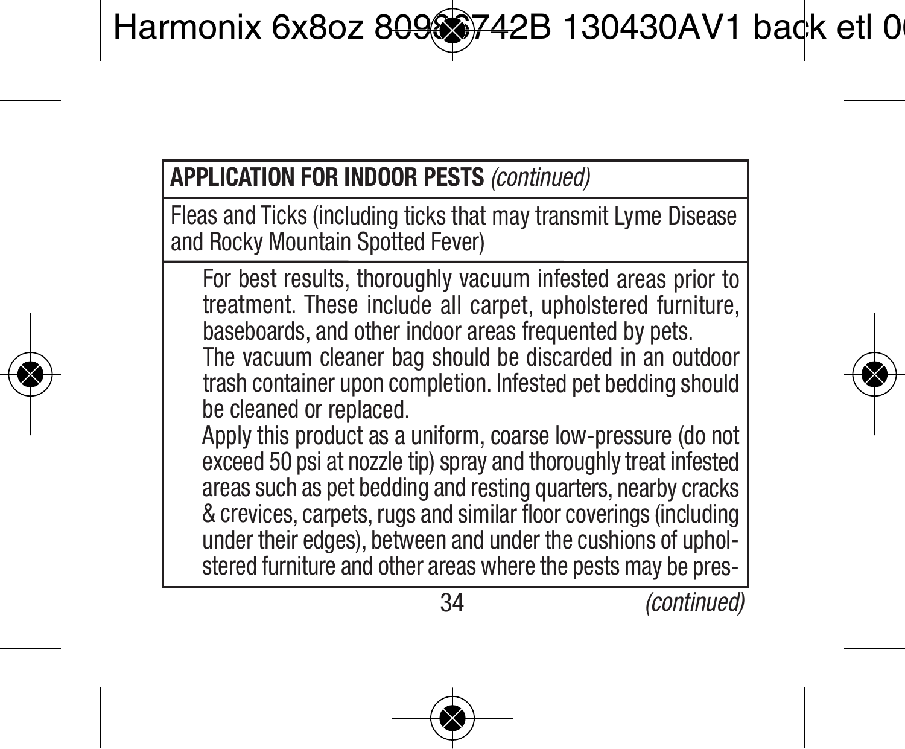**APPLICATION FOR INDOOR PESTS** *(continued)*

Fleas and Ticks (including ticks that may transmit Lyme Disease and Rocky Mountain Spotted Fever)

For best results, thoroughly vacuum infested areas prior to treatment. These include all carpet, upholstered furniture, baseboards, and other indoor areas frequented by pets. The vacuum cleaner bag should be discarded in an outdoor trash container upon completion. Infested pet bedding should be cleaned or replaced.

Apply this product as a uniform, coarse low-pressure (do not exceed 50 psi at nozzle tip) spray and thoroughly treat infested areas such as pet bedding and resting quarters, nearby cracks & crevices, carpets, rugs and similar floor coverings (including under their edges), between and under the cushions of upholstered furniture and other areas where the pests may be pres-

*(continued)*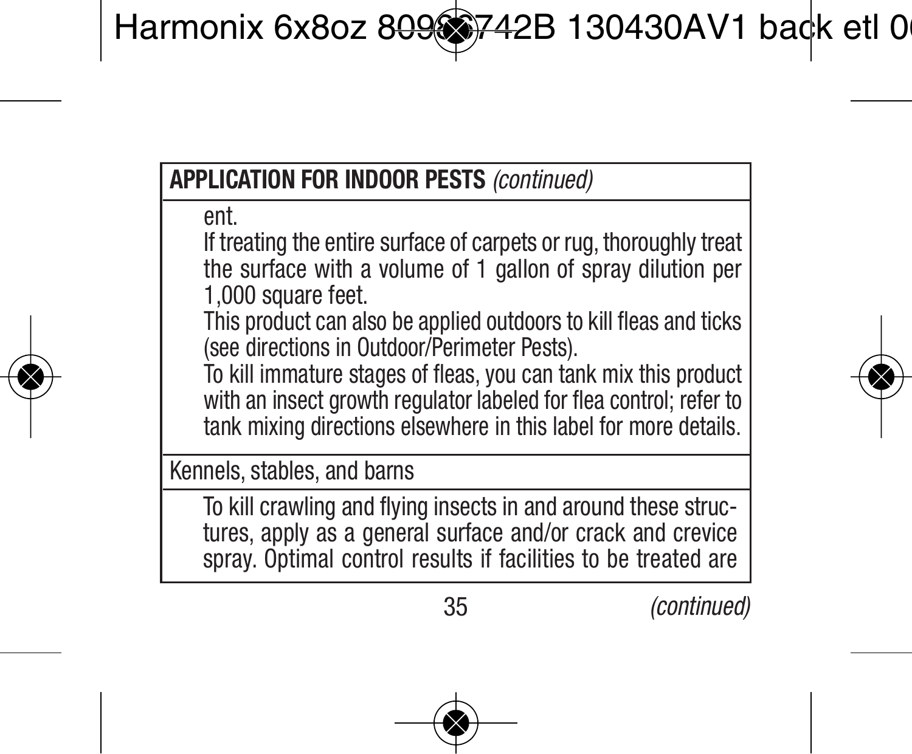**APPLICATION FOR INDOOR PESTS** *(continued)*

ent.

If treating the entire surface of carpets or rug, thoroughly treat the surface with a volume of 1 gallon of spray dilution per 1,000 square feet.

This product can also be applied outdoors to kill fleas and ticks (see directions in Outdoor/Perimeter Pests).

To kill immature stages of fleas, you can tank mix this product with an insect growth regulator labeled for flea control; refer to tank mixing directions elsewhere in this label for more details.

Kennels, stables, and barns

To kill crawling and flying insects in and around these structures, apply as a general surface and/or crack and crevice spray. Optimal control results if facilities to be treated are

*(continued)*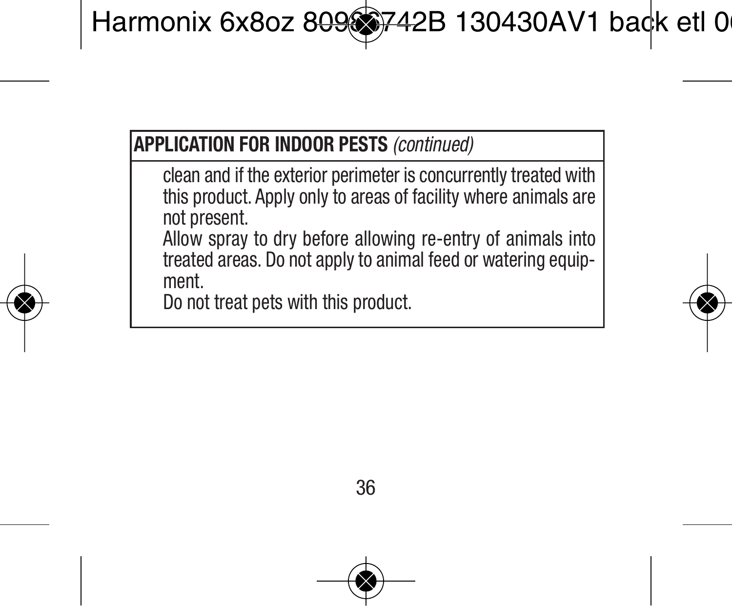**APPLICATION FOR INDOOR PESTS** *(continued)*

clean and if the exterior perimeter is concurrently treated with this product. Apply only to areas of facility where animals are not present.

Allow spray to dry before allowing re-entry of animals into treated areas. Do not apply to animal feed or watering equipment.

Do not treat pets with this product.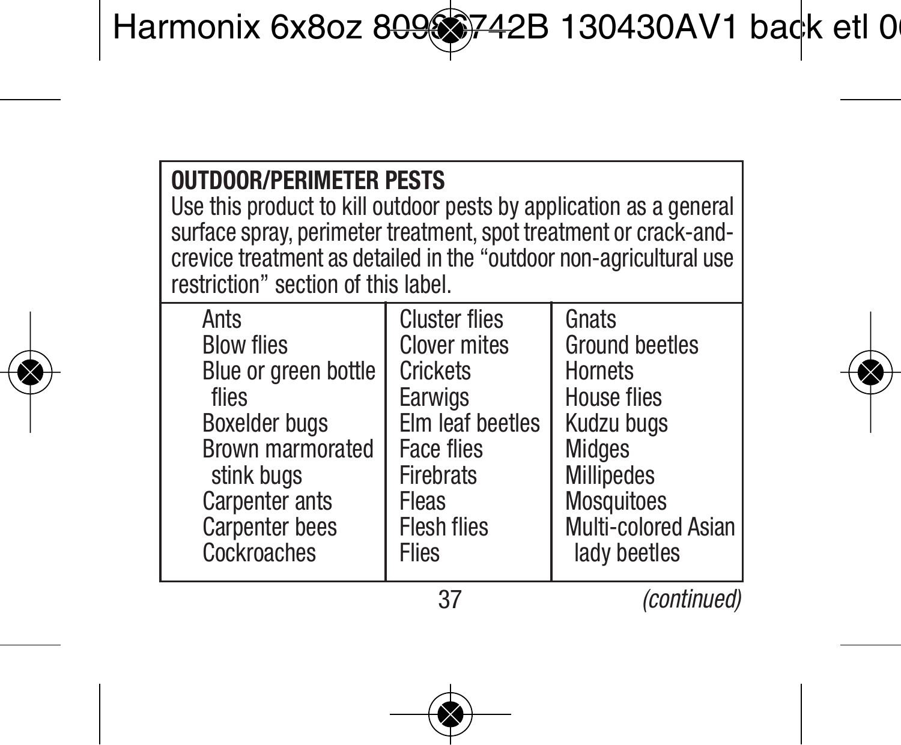**OUTDOOR/PERIMETER PESTS**

Use this product to kill outdoor pests by application as a general surface spray, perimeter treatment, spot treatment or crack-and-crevice treatment as detailed in the "outdoor non-agricultural use restriction" section of this label.

| | | |
|---|---|---|
| Ants | Cluster flies | Gnats |
| Blow flies | Clover mites | Ground beetles |
| Blue or green bottle flies | Crickets | Hornets |
| Boxelder bugs | Earwigs | House flies |
| Brown marmorated stink bugs | Elm leaf beetles | Kudzu bugs |
| Carpenter ants | Face flies | Midges |
| Carpenter bees | Firebrats | Millipedes |
| Cockroaches | Fleas | Mosquitoes |
| | Flesh flies | Multi-colored Asian lady beetles |
| | Flies | |

*(continued)*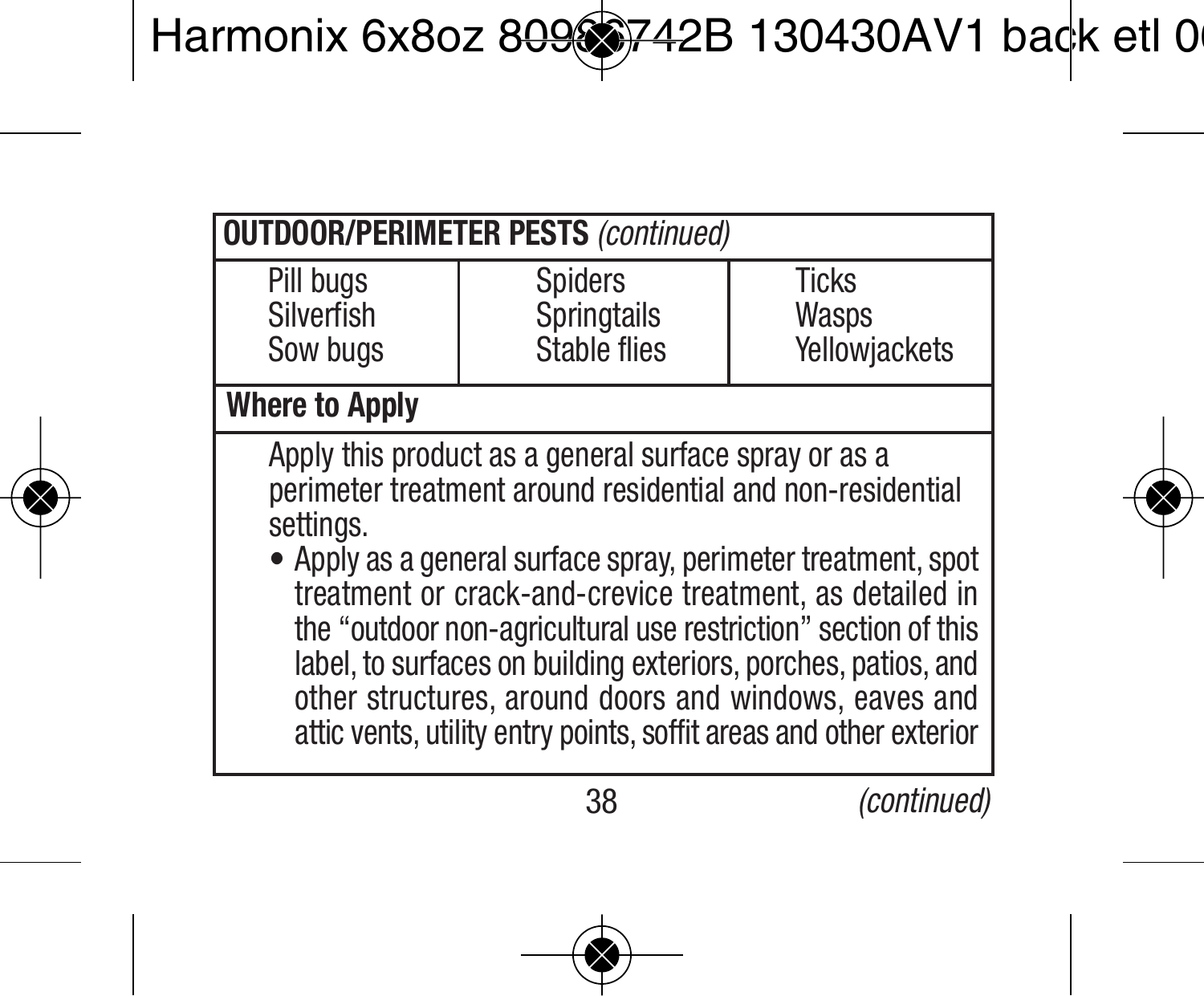| **OUTDOOR/PERIMETER PESTS** *(continued)* | | |
|---|---|---|
| Pill bugs<br>Silverfish<br>Sow bugs | Spiders<br>Springtails<br>Stable flies | Ticks<br>Wasps<br>Yellowjackets |

| **Where to Apply** |
|---|
| Apply this product as a general surface spray or as a perimeter treatment around residential and non-residential settings.<br>• Apply as a general surface spray, perimeter treatment, spot treatment or crack-and-crevice treatment, as detailed in the "outdoor non-agricultural use restriction" section of this label, to surfaces on building exteriors, porches, patios, and other structures, around doors and windows, eaves and attic vents, utility entry points, soffit areas and other exterior |

*(continued)*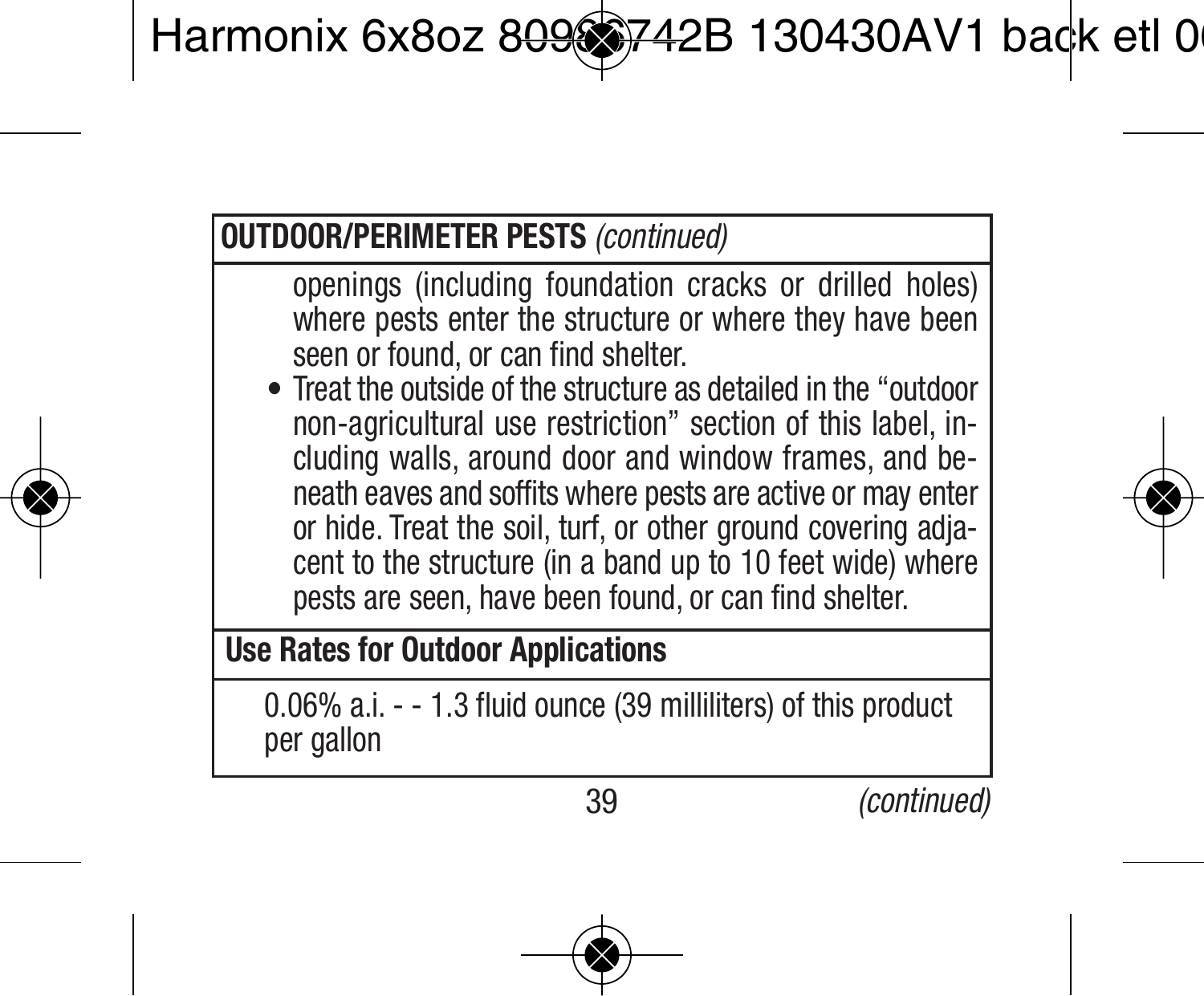**OUTDOOR/PERIMETER PESTS** *(continued)*

openings (including foundation cracks or drilled holes) where pests enter the structure or where they have been seen or found, or can find shelter.

- Treat the outside of the structure as detailed in the "outdoor non-agricultural use restriction" section of this label, including walls, around door and window frames, and beneath eaves and soffits where pests are active or may enter or hide. Treat the soil, turf, or other ground covering adjacent to the structure (in a band up to 10 feet wide) where pests are seen, have been found, or can find shelter.

**Use Rates for Outdoor Applications**

0.06% a.i. - - 1.3 fluid ounce (39 milliliters) of this product per gallon

*(continued)*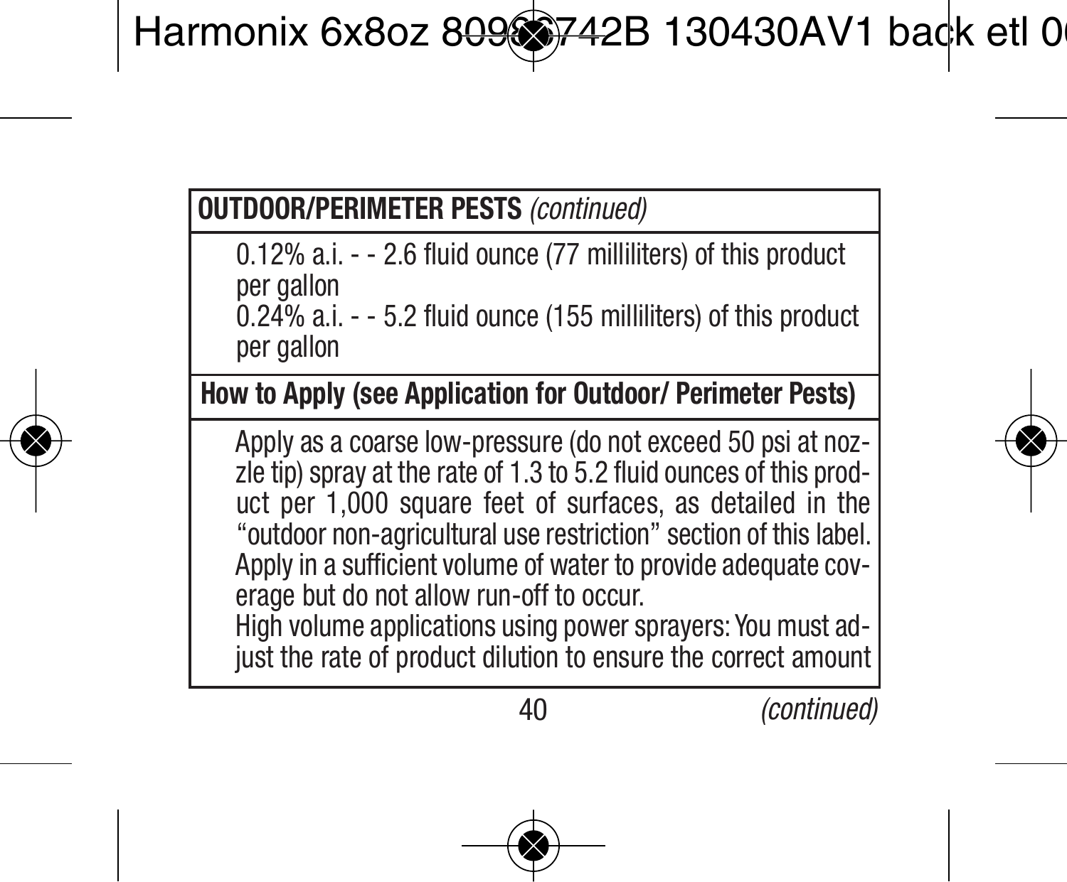**OUTDOOR/PERIMETER PESTS** *(continued)*

0.12% a.i. - - 2.6 fluid ounce (77 milliliters) of this product per gallon
0.24% a.i. - - 5.2 fluid ounce (155 milliliters) of this product per gallon

**How to Apply (see Application for Outdoor/ Perimeter Pests)**

Apply as a coarse low-pressure (do not exceed 50 psi at nozzle tip) spray at the rate of 1.3 to 5.2 fluid ounces of this product per 1,000 square feet of surfaces, as detailed in the "outdoor non-agricultural use restriction" section of this label. Apply in a sufficient volume of water to provide adequate coverage but do not allow run-off to occur.
High volume applications using power sprayers: You must adjust the rate of product dilution to ensure the correct amount

*(continued)*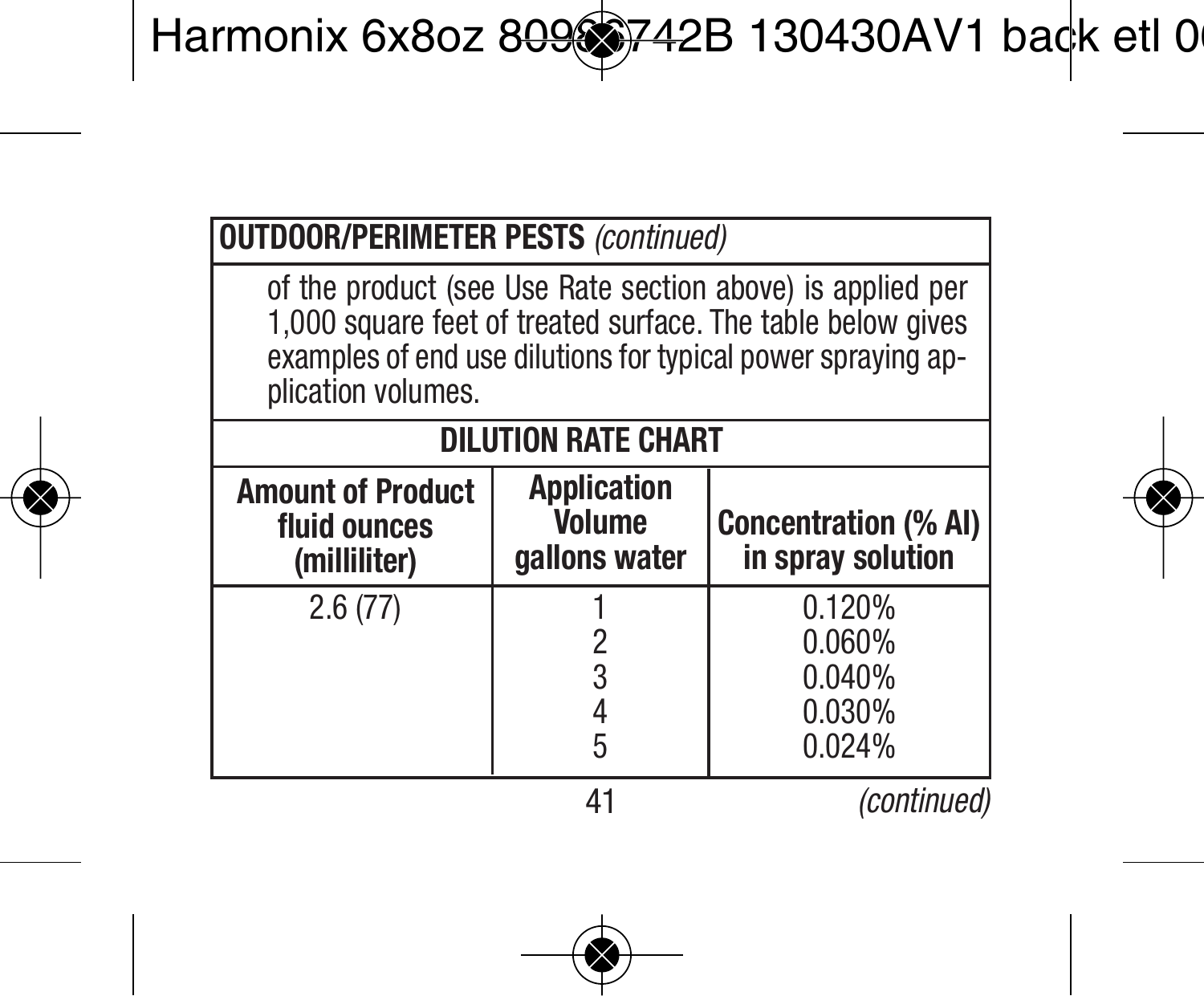**OUTDOOR/PERIMETER PESTS** *(continued)*

of the product (see Use Rate section above) is applied per 1,000 square feet of treated surface. The table below gives examples of end use dilutions for typical power spraying application volumes.

**DILUTION RATE CHART**

| Amount of Product fluid ounces (milliliter) | Application Volume gallons water | Concentration (% AI) in spray solution |
|---|---|---|
| 2.6 (77) | 1 | 0.120% |
| | 2 | 0.060% |
| | 3 | 0.040% |
| | 4 | 0.030% |
| | 5 | 0.024% |

*(continued)*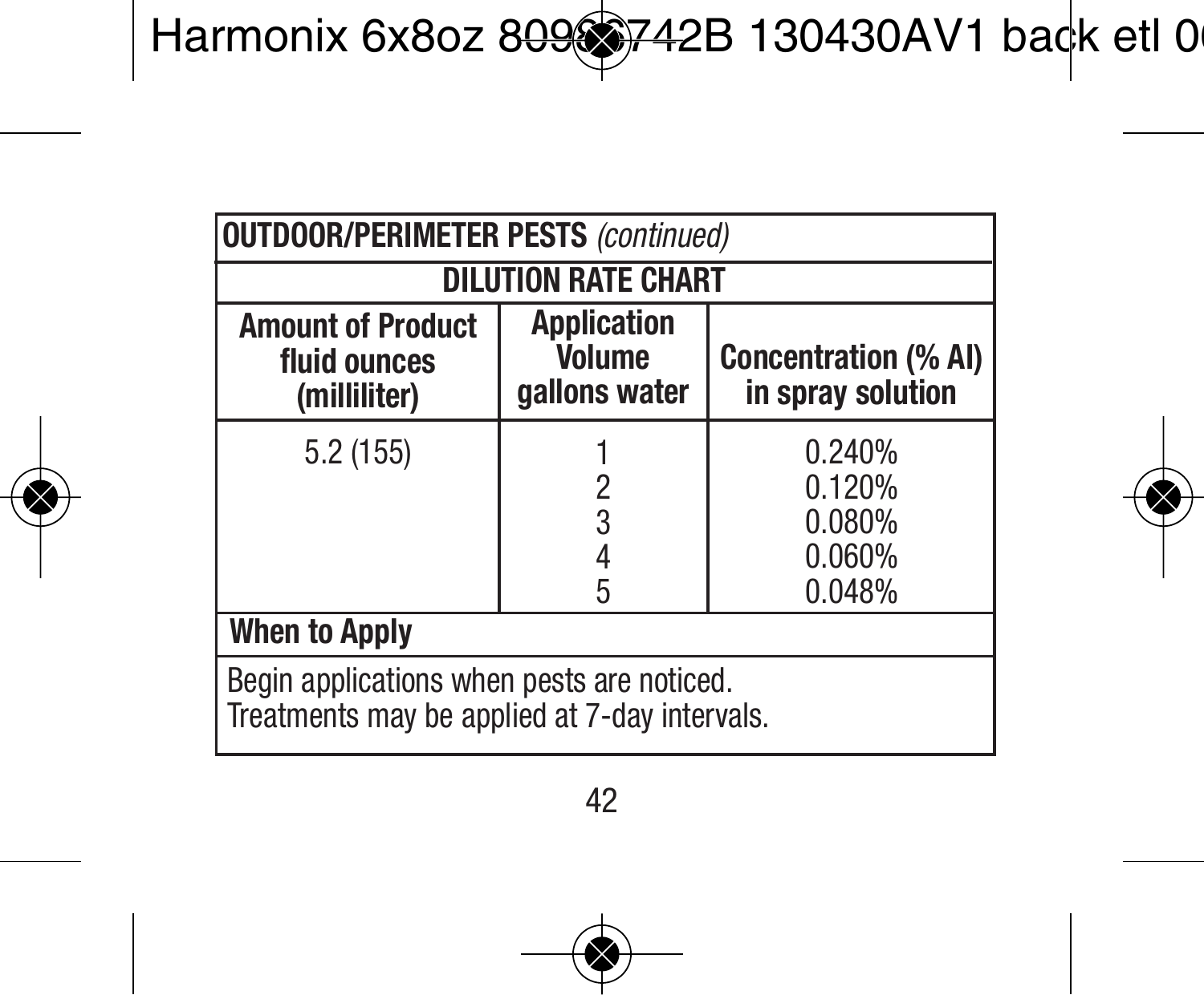**OUTDOOR/PERIMETER PESTS** *(continued)*

**DILUTION RATE CHART**

| Amount of Product fluid ounces (milliliter) | Application Volume gallons water | Concentration (% AI) in spray solution |
|---|---|---|
| 5.2 (155) | 1 | 0.240% |
| | 2 | 0.120% |
| | 3 | 0.080% |
| | 4 | 0.060% |
| | 5 | 0.048% |

**When to Apply**

Begin applications when pests are noticed.
Treatments may be applied at 7-day intervals.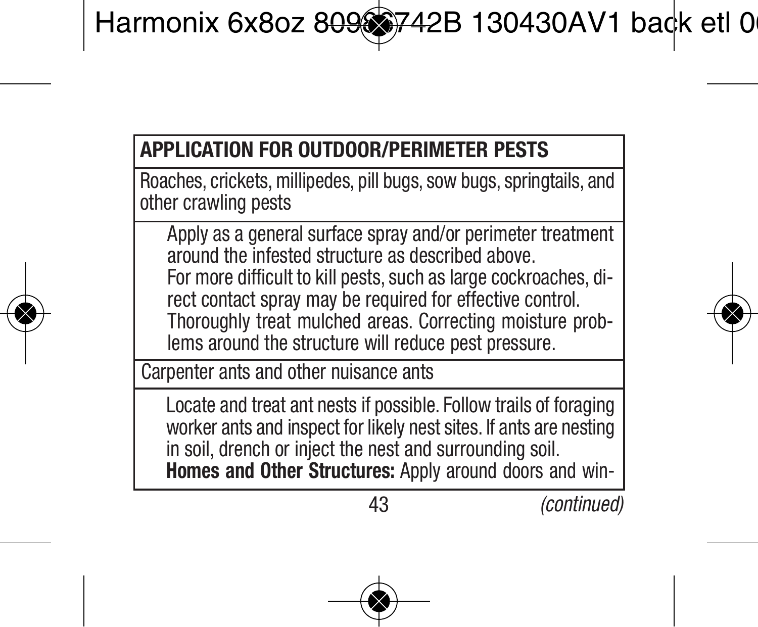| APPLICATION FOR OUTDOOR/PERIMETER PESTS |
|---|
| Roaches, crickets, millipedes, pill bugs, sow bugs, springtails, and other crawling pests |
| Apply as a general surface spray and/or perimeter treatment around the infested structure as described above. For more difficult to kill pests, such as large cockroaches, direct contact spray may be required for effective control. Thoroughly treat mulched areas. Correcting moisture problems around the structure will reduce pest pressure. |
| Carpenter ants and other nuisance ants |
| Locate and treat ant nests if possible. Follow trails of foraging worker ants and inspect for likely nest sites. If ants are nesting in soil, drench or inject the nest and surrounding soil. **Homes and Other Structures:** Apply around doors and win- |

*(continued)*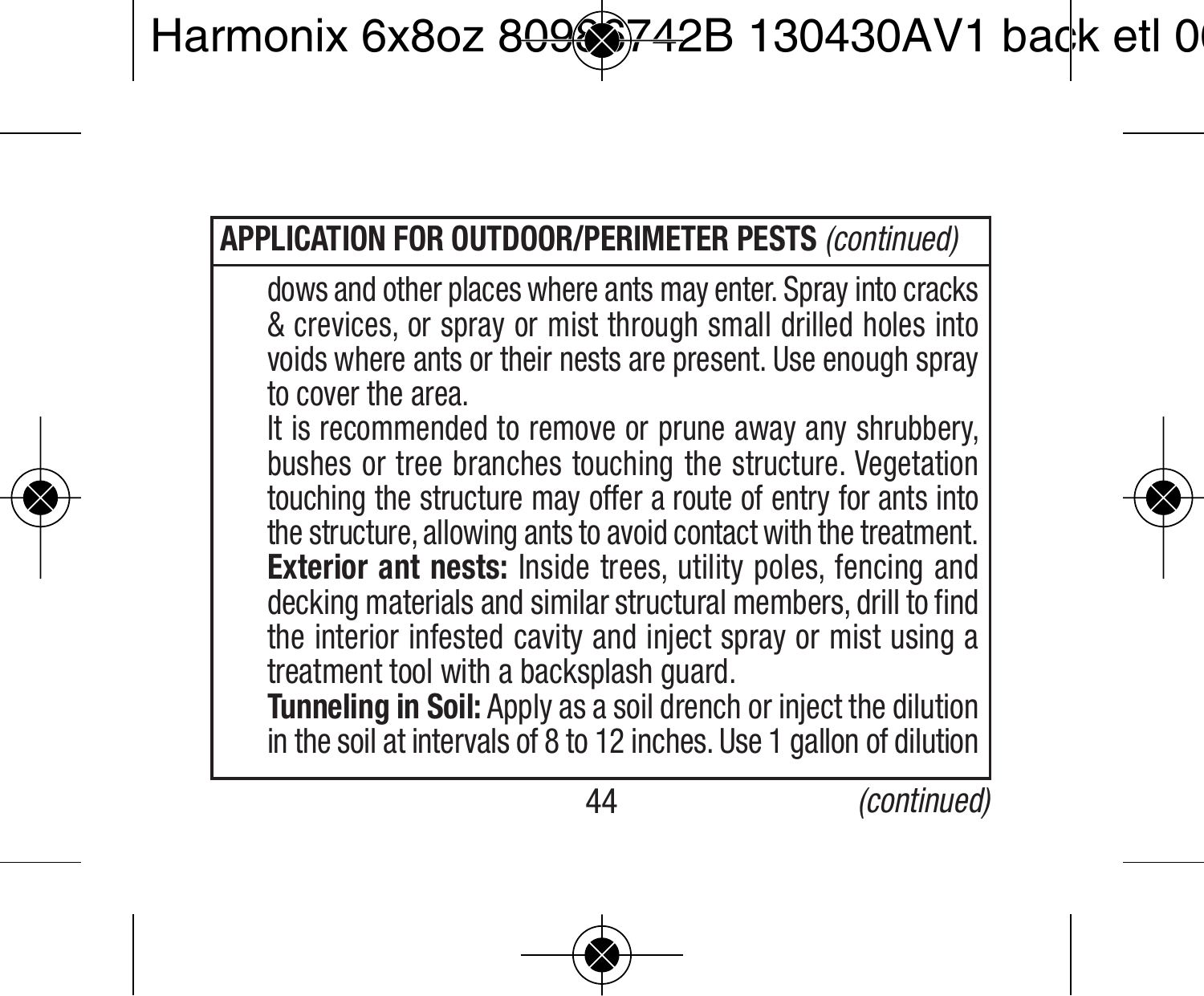**APPLICATION FOR OUTDOOR/PERIMETER PESTS** *(continued)*

dows and other places where ants may enter. Spray into cracks & crevices, or spray or mist through small drilled holes into voids where ants or their nests are present. Use enough spray to cover the area.

It is recommended to remove or prune away any shrubbery, bushes or tree branches touching the structure. Vegetation touching the structure may offer a route of entry for ants into the structure, allowing ants to avoid contact with the treatment.

**Exterior ant nests:** Inside trees, utility poles, fencing and decking materials and similar structural members, drill to find the interior infested cavity and inject spray or mist using a treatment tool with a backsplash guard.

**Tunneling in Soil:** Apply as a soil drench or inject the dilution in the soil at intervals of 8 to 12 inches. Use 1 gallon of dilution

*(continued)*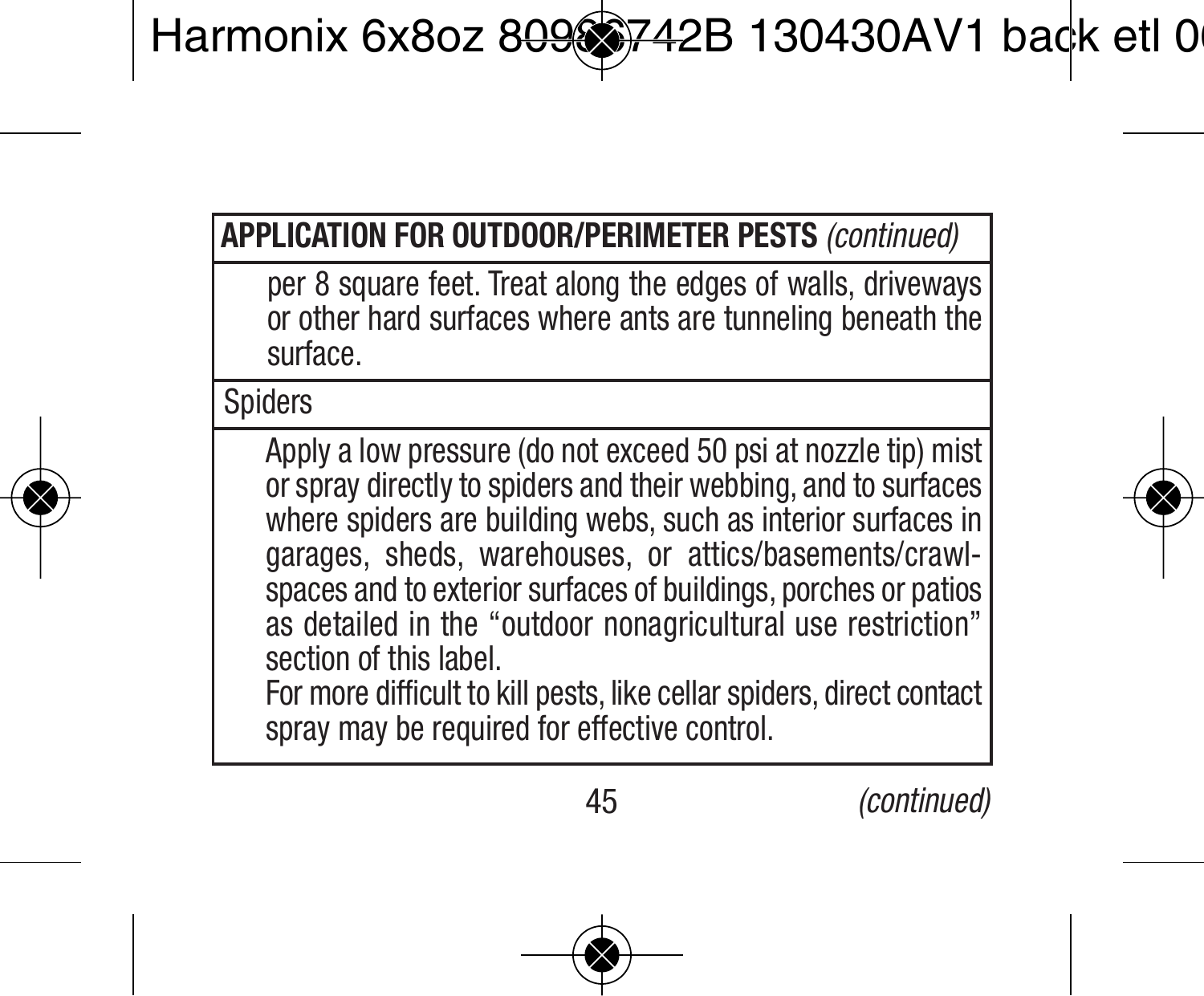| **APPLICATION FOR OUTDOOR/PERIMETER PESTS** *(continued)* |
| --- |
| per 8 square feet. Treat along the edges of walls, driveways or other hard surfaces where ants are tunneling beneath the surface. |
| Spiders |
| Apply a low pressure (do not exceed 50 psi at nozzle tip) mist or spray directly to spiders and their webbing, and to surfaces where spiders are building webs, such as interior surfaces in garages, sheds, warehouses, or attics/basements/crawl-spaces and to exterior surfaces of buildings, porches or patios as detailed in the "outdoor nonagricultural use restriction" section of this label. For more difficult to kill pests, like cellar spiders, direct contact spray may be required for effective control. |

*(continued)*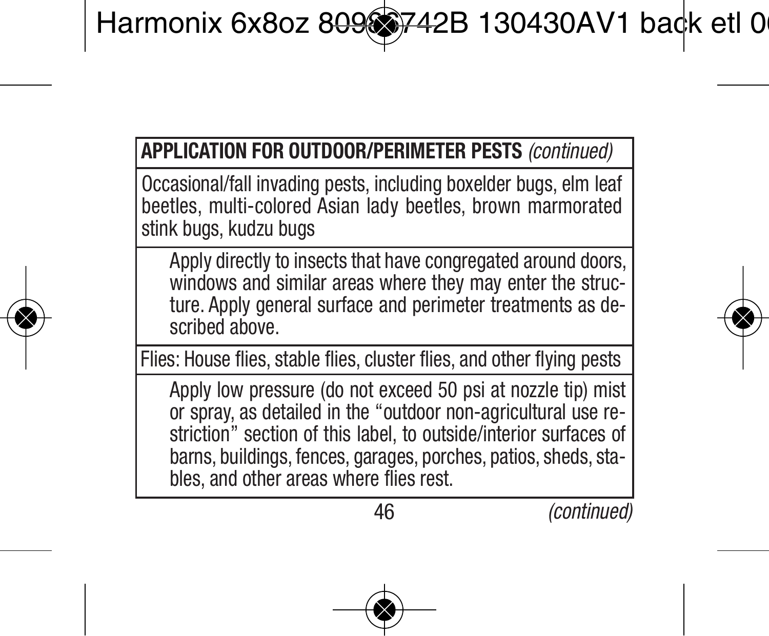| APPLICATION FOR OUTDOOR/PERIMETER PESTS *(continued)* |
| --- |
| Occasional/fall invading pests, including boxelder bugs, elm leaf beetles, multi-colored Asian lady beetles, brown marmorated stink bugs, kudzu bugs |
| Apply directly to insects that have congregated around doors, windows and similar areas where they may enter the structure. Apply general surface and perimeter treatments as described above. |
| Flies: House flies, stable flies, cluster flies, and other flying pests |
| Apply low pressure (do not exceed 50 psi at nozzle tip) mist or spray, as detailed in the "outdoor non-agricultural use restriction" section of this label, to outside/interior surfaces of barns, buildings, fences, garages, porches, patios, sheds, stables, and other areas where flies rest. |

*(continued)*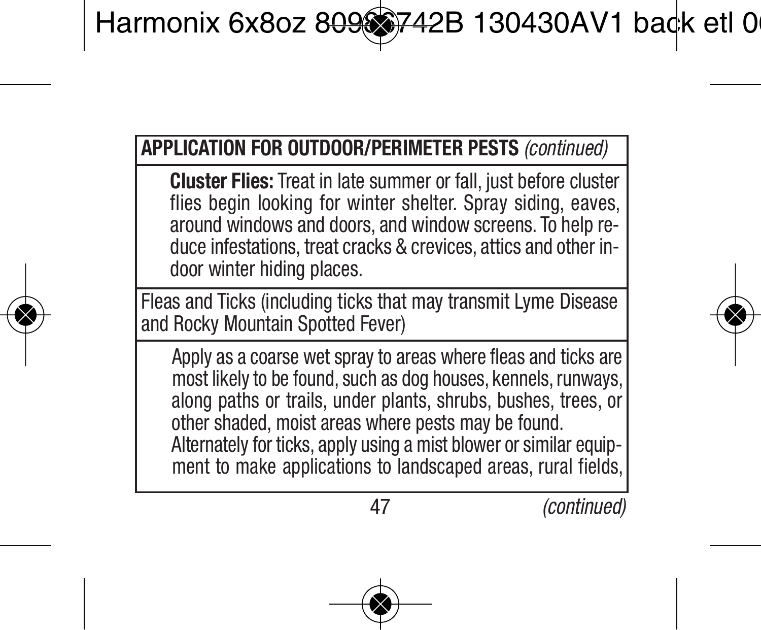**APPLICATION FOR OUTDOOR/PERIMETER PESTS** *(continued)*

**Cluster Flies:** Treat in late summer or fall, just before cluster flies begin looking for winter shelter. Spray siding, eaves, around windows and doors, and window screens. To help reduce infestations, treat cracks & crevices, attics and other indoor winter hiding places.

Fleas and Ticks (including ticks that may transmit Lyme Disease and Rocky Mountain Spotted Fever)

Apply as a coarse wet spray to areas where fleas and ticks are most likely to be found, such as dog houses, kennels, runways, along paths or trails, under plants, shrubs, bushes, trees, or other shaded, moist areas where pests may be found.
Alternately for ticks, apply using a mist blower or similar equipment to make applications to landscaped areas, rural fields,

*(continued)*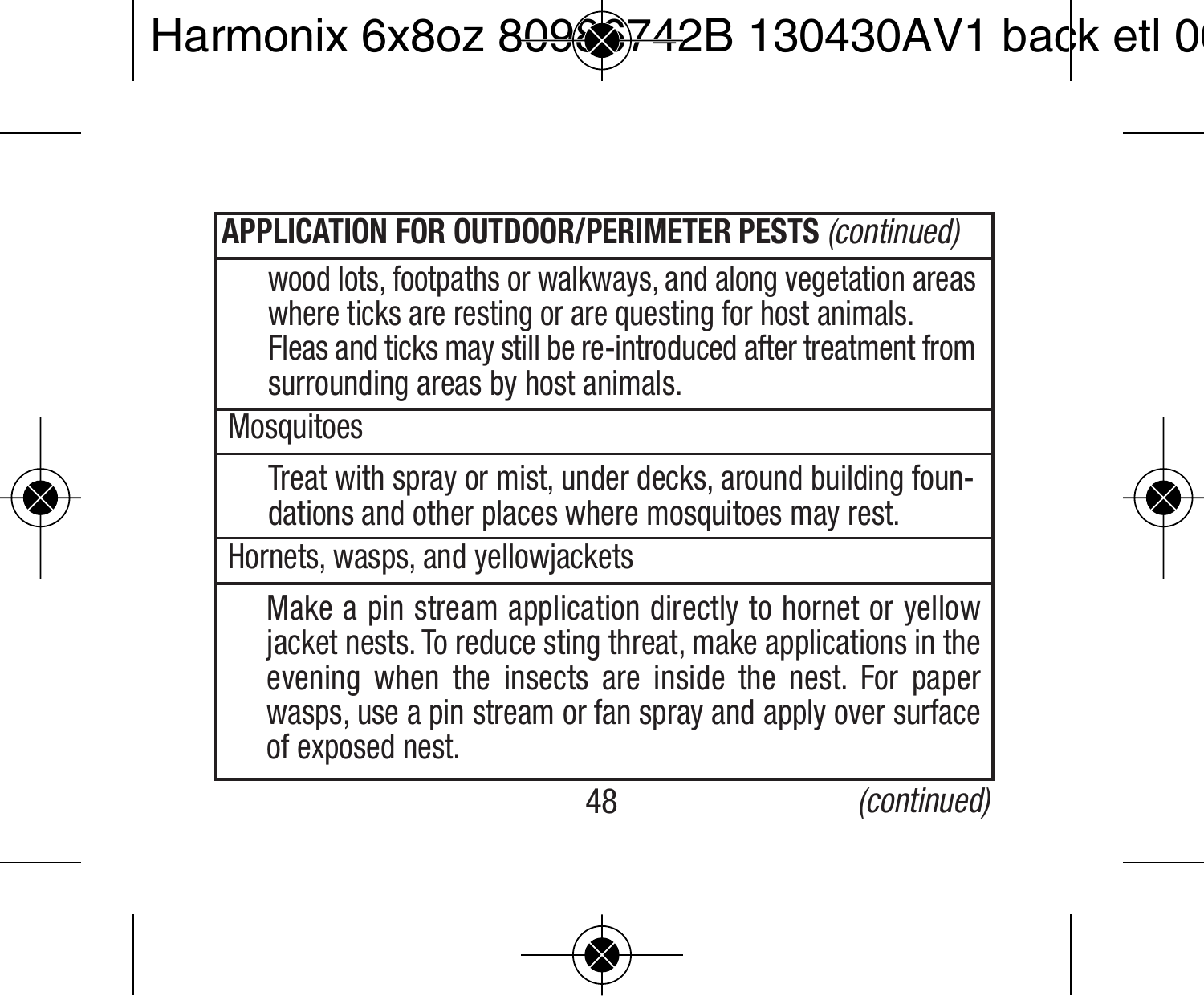**APPLICATION FOR OUTDOOR/PERIMETER PESTS** *(continued)*

wood lots, footpaths or walkways, and along vegetation areas where ticks are resting or are questing for host animals. Fleas and ticks may still be re-introduced after treatment from surrounding areas by host animals.

Mosquitoes

Treat with spray or mist, under decks, around building foundations and other places where mosquitoes may rest.

Hornets, wasps, and yellowjackets

Make a pin stream application directly to hornet or yellow jacket nests. To reduce sting threat, make applications in the evening when the insects are inside the nest. For paper wasps, use a pin stream or fan spray and apply over surface of exposed nest.

*(continued)*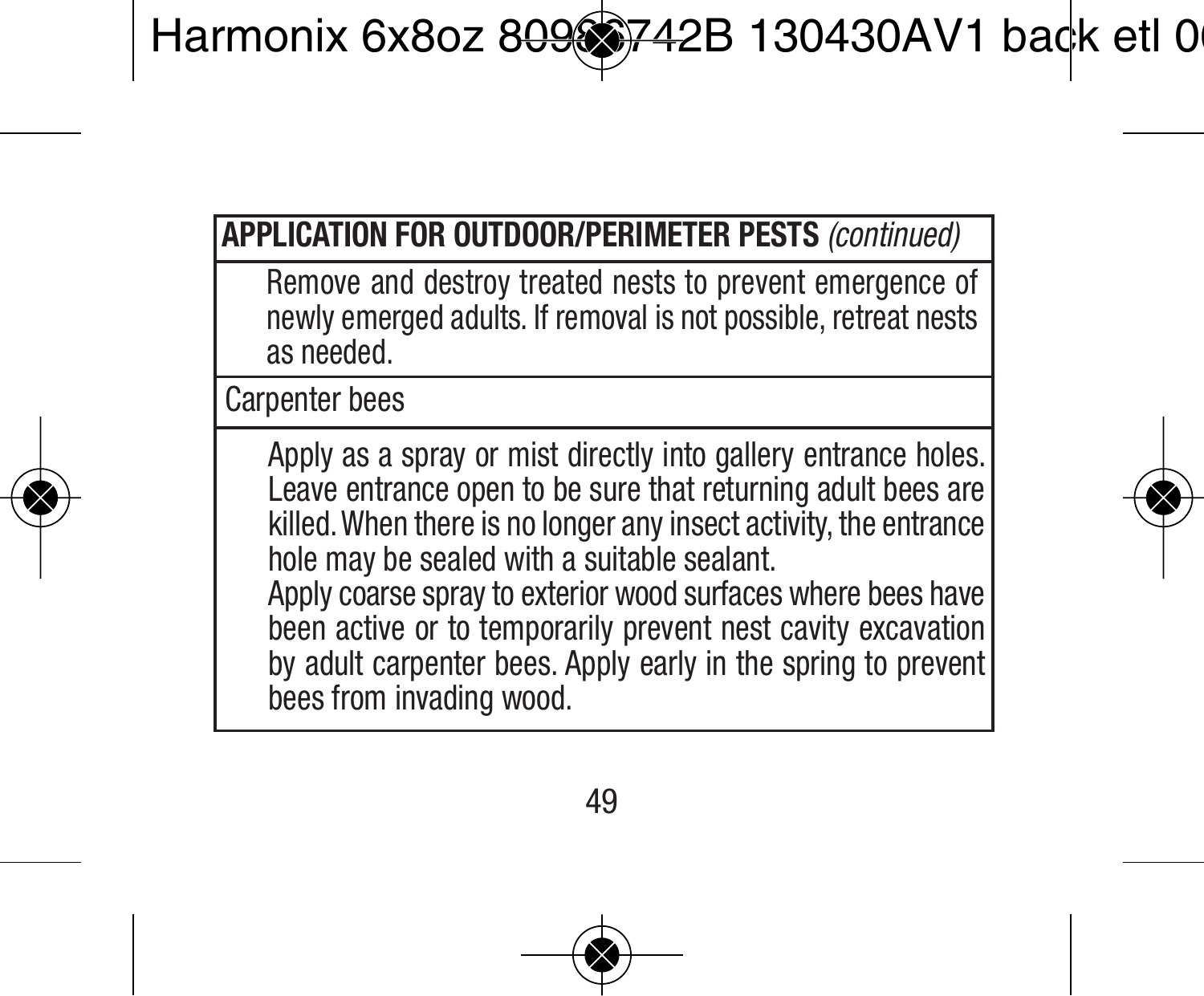| **APPLICATION FOR OUTDOOR/PERIMETER PESTS** *(continued)* |
|---|
| Remove and destroy treated nests to prevent emergence of newly emerged adults. If removal is not possible, retreat nests as needed. |
| Carpenter bees |
| Apply as a spray or mist directly into gallery entrance holes. Leave entrance open to be sure that returning adult bees are killed. When there is no longer any insect activity, the entrance hole may be sealed with a suitable sealant.<br>Apply coarse spray to exterior wood surfaces where bees have been active or to temporarily prevent nest cavity excavation by adult carpenter bees. Apply early in the spring to prevent bees from invading wood. |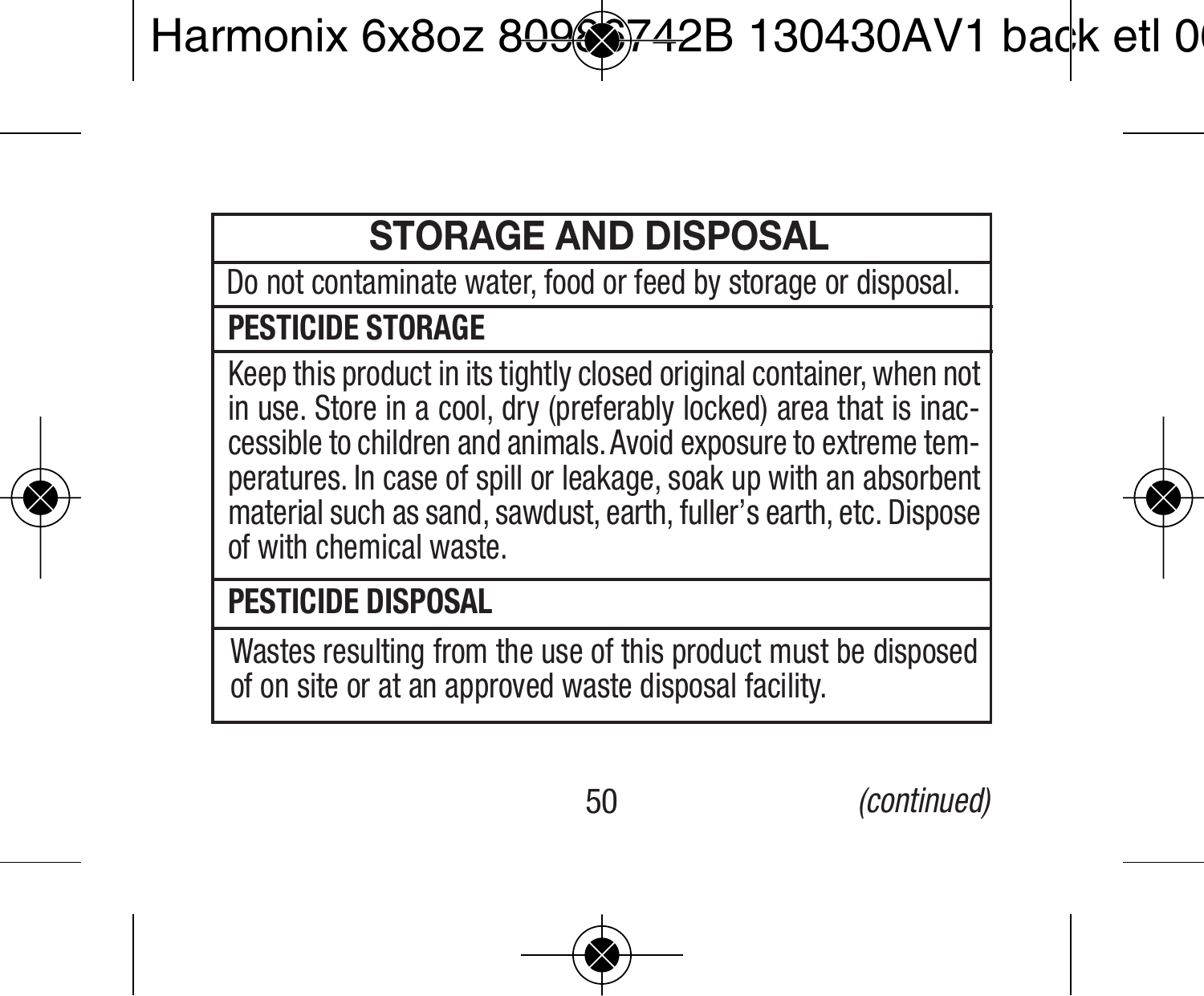## STORAGE AND DISPOSAL

Do not contaminate water, food or feed by storage or disposal.

### PESTICIDE STORAGE

Keep this product in its tightly closed original container, when not in use. Store in a cool, dry (preferably locked) area that is inaccessible to children and animals. Avoid exposure to extreme temperatures. In case of spill or leakage, soak up with an absorbent material such as sand, sawdust, earth, fuller's earth, etc. Dispose of with chemical waste.

### PESTICIDE DISPOSAL

Wastes resulting from the use of this product must be disposed of on site or at an approved waste disposal facility.

*(continued)*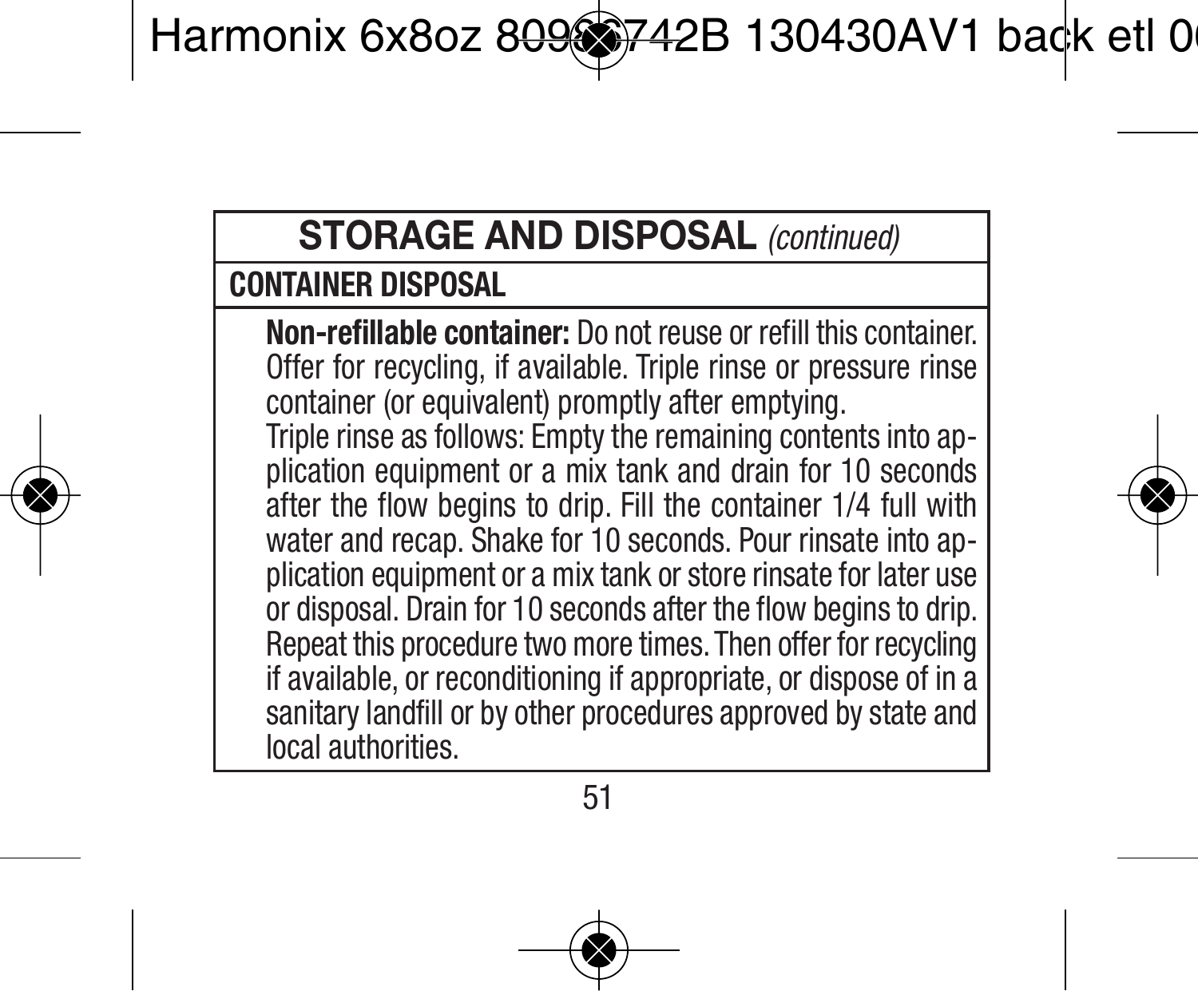## STORAGE AND DISPOSAL *(continued)*

### CONTAINER DISPOSAL

**Non-refillable container:** Do not reuse or refill this container. Offer for recycling, if available. Triple rinse or pressure rinse container (or equivalent) promptly after emptying.

Triple rinse as follows: Empty the remaining contents into application equipment or a mix tank and drain for 10 seconds after the flow begins to drip. Fill the container 1/4 full with water and recap. Shake for 10 seconds. Pour rinsate into application equipment or a mix tank or store rinsate for later use or disposal. Drain for 10 seconds after the flow begins to drip. Repeat this procedure two more times. Then offer for recycling if available, or reconditioning if appropriate, or dispose of in a sanitary landfill or by other procedures approved by state and local authorities.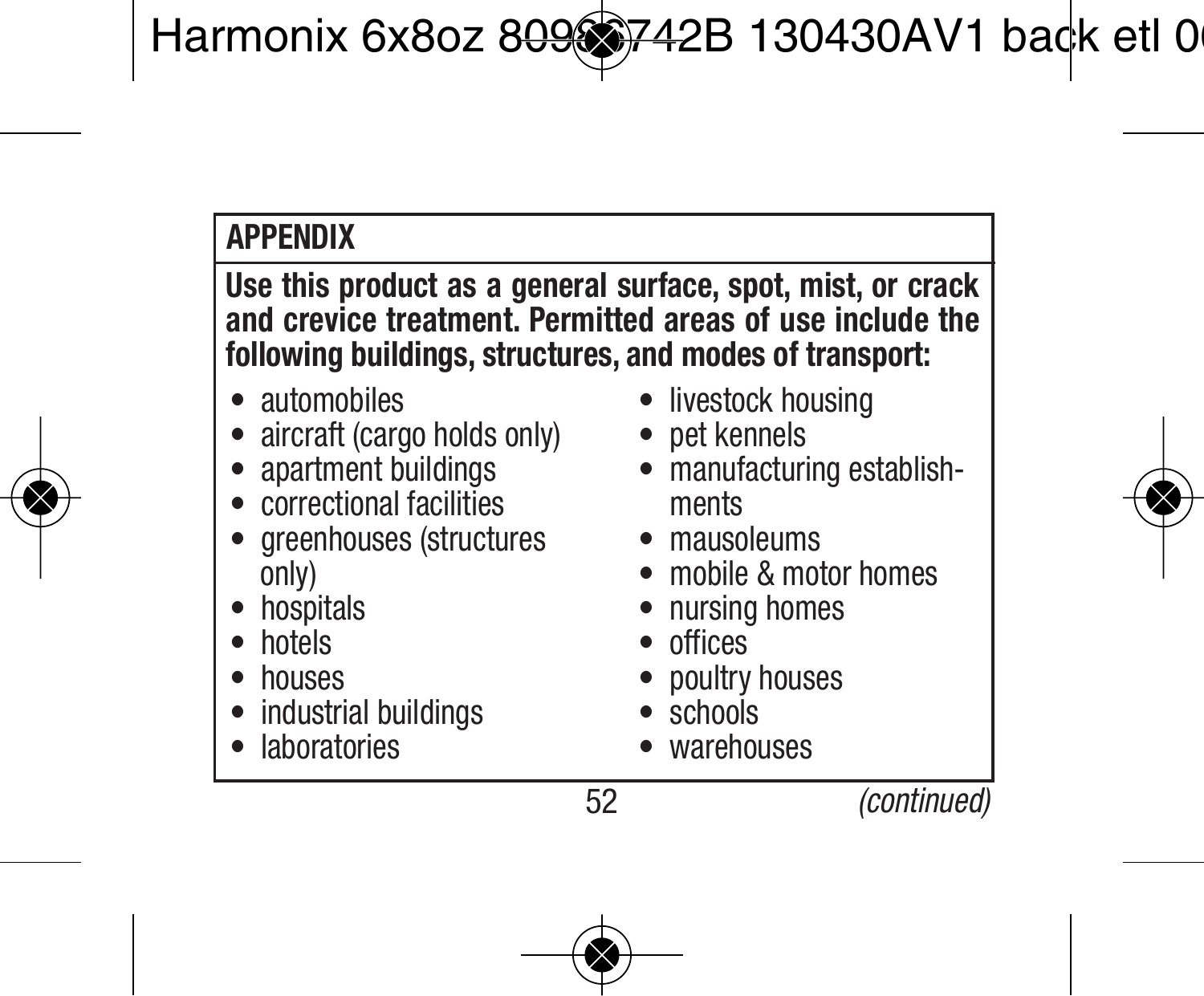## APPENDIX

**Use this product as a general surface, spot, mist, or crack and crevice treatment. Permitted areas of use include the following buildings, structures, and modes of transport:**

- automobiles
- aircraft (cargo holds only)
- apartment buildings
- correctional facilities
- greenhouses (structures only)
- hospitals
- hotels
- houses
- industrial buildings
- laboratories
- livestock housing
- pet kennels
- manufacturing establishments
- mausoleums
- mobile & motor homes
- nursing homes
- offices
- poultry houses
- schools
- warehouses

*(continued)*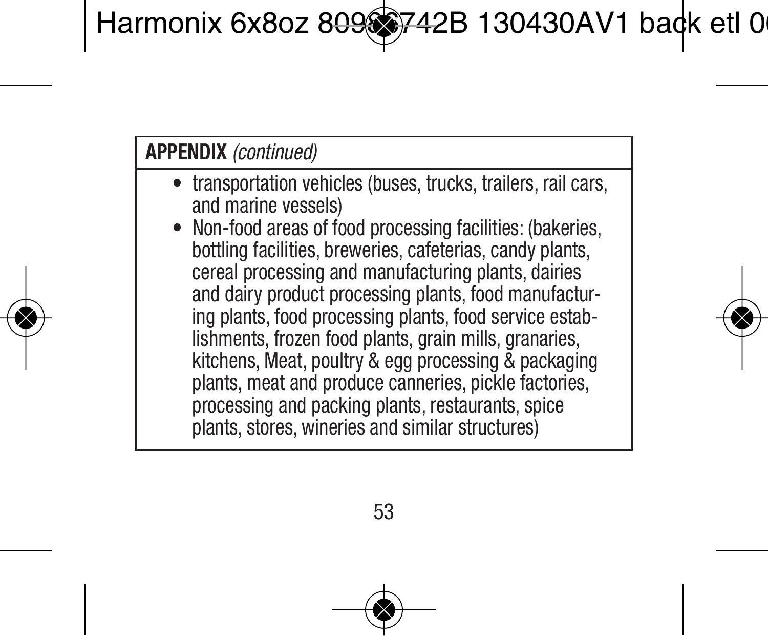**APPENDIX** *(continued)*

- transportation vehicles (buses, trucks, trailers, rail cars, and marine vessels)
- Non-food areas of food processing facilities: (bakeries, bottling facilities, breweries, cafeterias, candy plants, cereal processing and manufacturing plants, dairies and dairy product processing plants, food manufacturing plants, food processing plants, food service establishments, frozen food plants, grain mills, granaries, kitchens, Meat, poultry & egg processing & packaging plants, meat and produce canneries, pickle factories, processing and packing plants, restaurants, spice plants, stores, wineries and similar structures)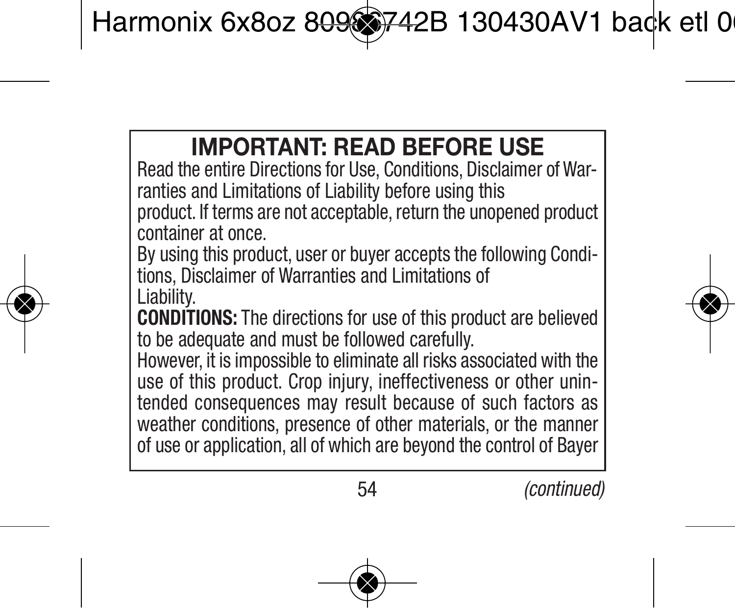## IMPORTANT: READ BEFORE USE

Read the entire Directions for Use, Conditions, Disclaimer of Warranties and Limitations of Liability before using this product. If terms are not acceptable, return the unopened product container at once.

By using this product, user or buyer accepts the following Conditions, Disclaimer of Warranties and Limitations of Liability.

**CONDITIONS:** The directions for use of this product are believed to be adequate and must be followed carefully.

However, it is impossible to eliminate all risks associated with the use of this product. Crop injury, ineffectiveness or other unintended consequences may result because of such factors as weather conditions, presence of other materials, or the manner of use or application, all of which are beyond the control of Bayer

*(continued)*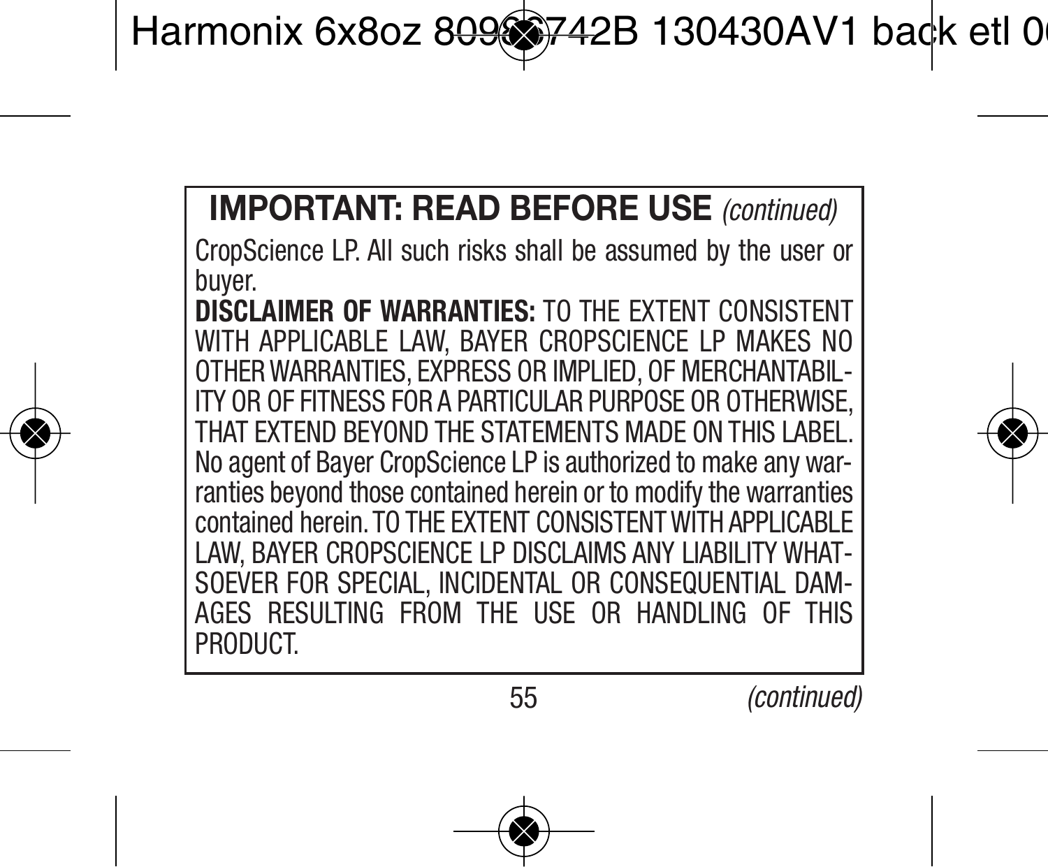## IMPORTANT: READ BEFORE USE *(continued)*

CropScience LP. All such risks shall be assumed by the user or buyer.

**DISCLAIMER OF WARRANTIES:** TO THE EXTENT CONSISTENT WITH APPLICABLE LAW, BAYER CROPSCIENCE LP MAKES NO OTHER WARRANTIES, EXPRESS OR IMPLIED, OF MERCHANTABILITY OR OF FITNESS FOR A PARTICULAR PURPOSE OR OTHERWISE, THAT EXTEND BEYOND THE STATEMENTS MADE ON THIS LABEL. No agent of Bayer CropScience LP is authorized to make any warranties beyond those contained herein or to modify the warranties contained herein. TO THE EXTENT CONSISTENT WITH APPLICABLE LAW, BAYER CROPSCIENCE LP DISCLAIMS ANY LIABILITY WHATSOEVER FOR SPECIAL, INCIDENTAL OR CONSEQUENTIAL DAMAGES RESULTING FROM THE USE OR HANDLING OF THIS PRODUCT.

*(continued)*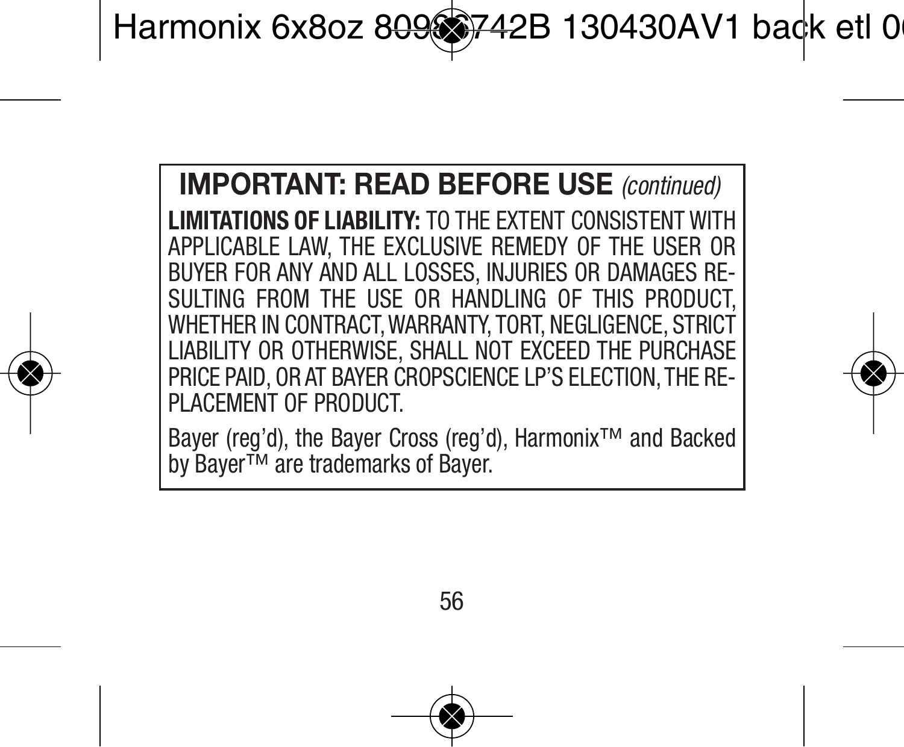## IMPORTANT: READ BEFORE USE *(continued)*

**LIMITATIONS OF LIABILITY:** TO THE EXTENT CONSISTENT WITH APPLICABLE LAW, THE EXCLUSIVE REMEDY OF THE USER OR BUYER FOR ANY AND ALL LOSSES, INJURIES OR DAMAGES RESULTING FROM THE USE OR HANDLING OF THIS PRODUCT, WHETHER IN CONTRACT, WARRANTY, TORT, NEGLIGENCE, STRICT LIABILITY OR OTHERWISE, SHALL NOT EXCEED THE PURCHASE PRICE PAID, OR AT BAYER CROPSCIENCE LP'S ELECTION, THE REPLACEMENT OF PRODUCT.

Bayer (reg'd), the Bayer Cross (reg'd), Harmonix™ and Backed by Bayer™ are trademarks of Bayer.